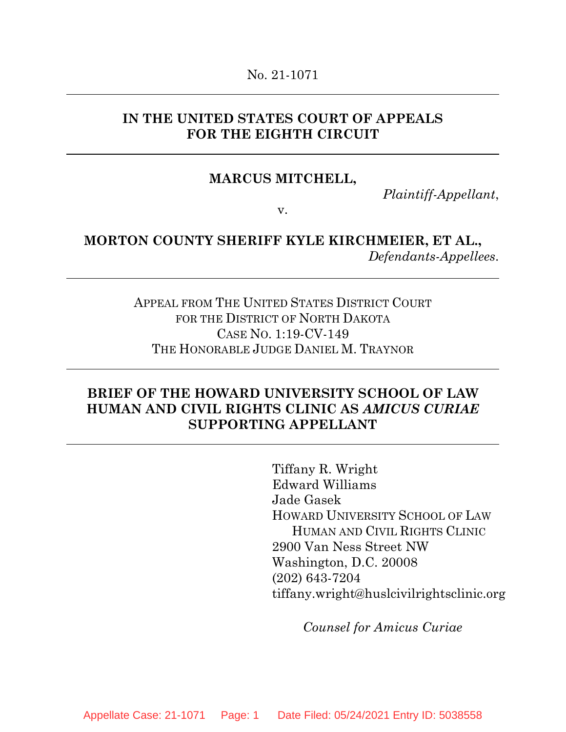No. 21-1071

---

**IN THE UNITED STATES COURT OF APPEALS FOR THE EIGHTH CIRCUIT**

---

**MARCUS MITCHELL,**

*Plaintiff-Appellant*,

v.

**MORTON COUNTY SHERIFF KYLE KIRCHMEIER, ET AL.,**

*Defendants-Appellees*.

---

APPEAL FROM THE UNITED STATES DISTRICT COURT
FOR THE DISTRICT OF NORTH DAKOTA
CASE NO. 1:19-CV-149
THE HONORABLE JUDGE DANIEL M. TRAYNOR

---

**BRIEF OF THE HOWARD UNIVERSITY SCHOOL OF LAW HUMAN AND CIVIL RIGHTS CLINIC AS *AMICUS CURIAE* SUPPORTING APPELLANT**

---

Tiffany R. Wright
Edward Williams
Jade Gasek
HOWARD UNIVERSITY SCHOOL OF LAW
HUMAN AND CIVIL RIGHTS CLINIC
2900 Van Ness Street NW
Washington, D.C. 20008
(202) 643-7204
tiffany.wright@huslcivilrightsclinic.org

*Counsel for Amicus Curiae*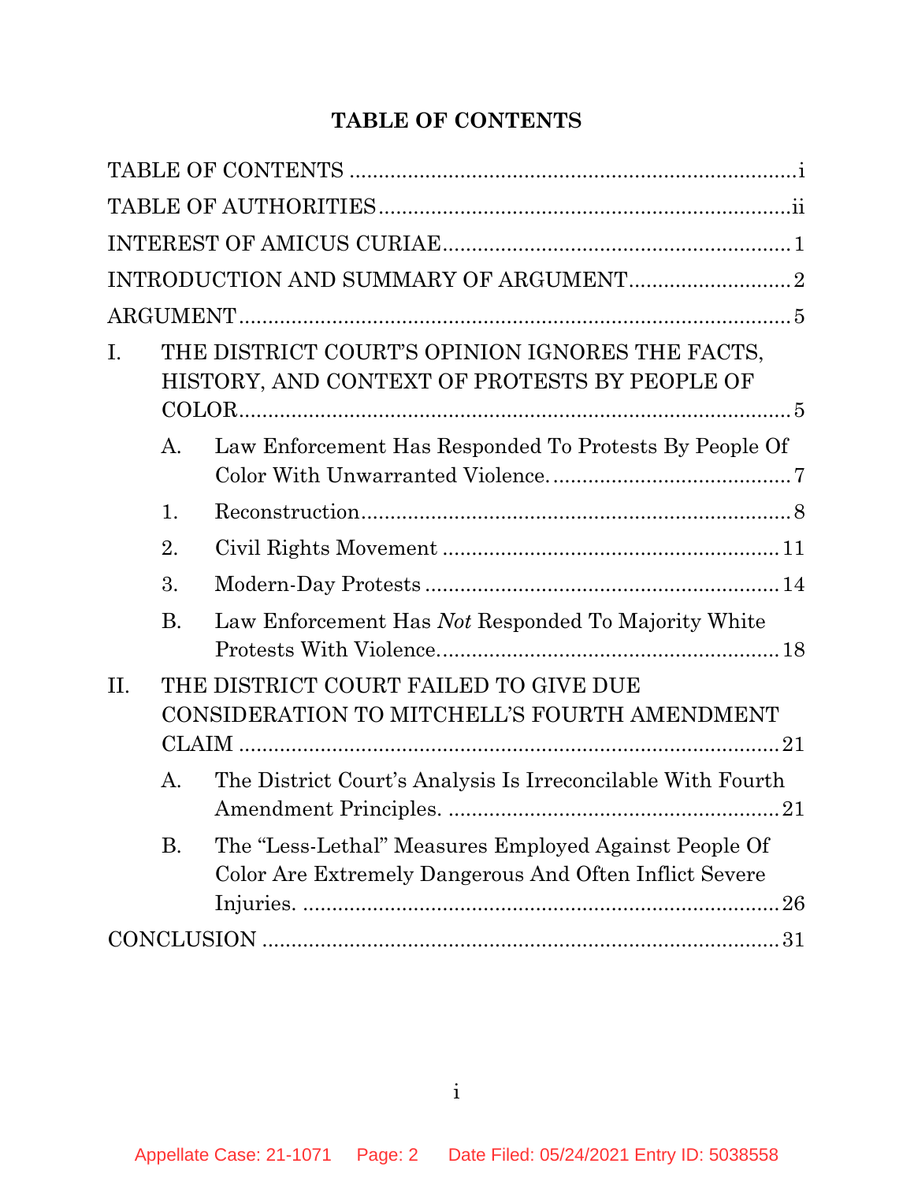# TABLE OF CONTENTS

TABLE OF CONTENTS .......... i

TABLE OF AUTHORITIES .......... ii

INTEREST OF AMICUS CURIAE .......... 1

INTRODUCTION AND SUMMARY OF ARGUMENT .......... 2

ARGUMENT .......... 5

I. THE DISTRICT COURT'S OPINION IGNORES THE FACTS, HISTORY, AND CONTEXT OF PROTESTS BY PEOPLE OF COLOR .......... 5

  A. Law Enforcement Has Responded To Protests By People Of Color With Unwarranted Violence. .......... 7

    1. Reconstruction .......... 8

    2. Civil Rights Movement .......... 11

    3. Modern-Day Protests .......... 14

  B. Law Enforcement Has *Not* Responded To Majority White Protests With Violence .......... 18

II. THE DISTRICT COURT FAILED TO GIVE DUE CONSIDERATION TO MITCHELL'S FOURTH AMENDMENT CLAIM .......... 21

  A. The District Court's Analysis Is Irreconcilable With Fourth Amendment Principles. .......... 21

  B. The "Less-Lethal" Measures Employed Against People Of Color Are Extremely Dangerous And Often Inflict Severe Injuries. .......... 26

CONCLUSION .......... 31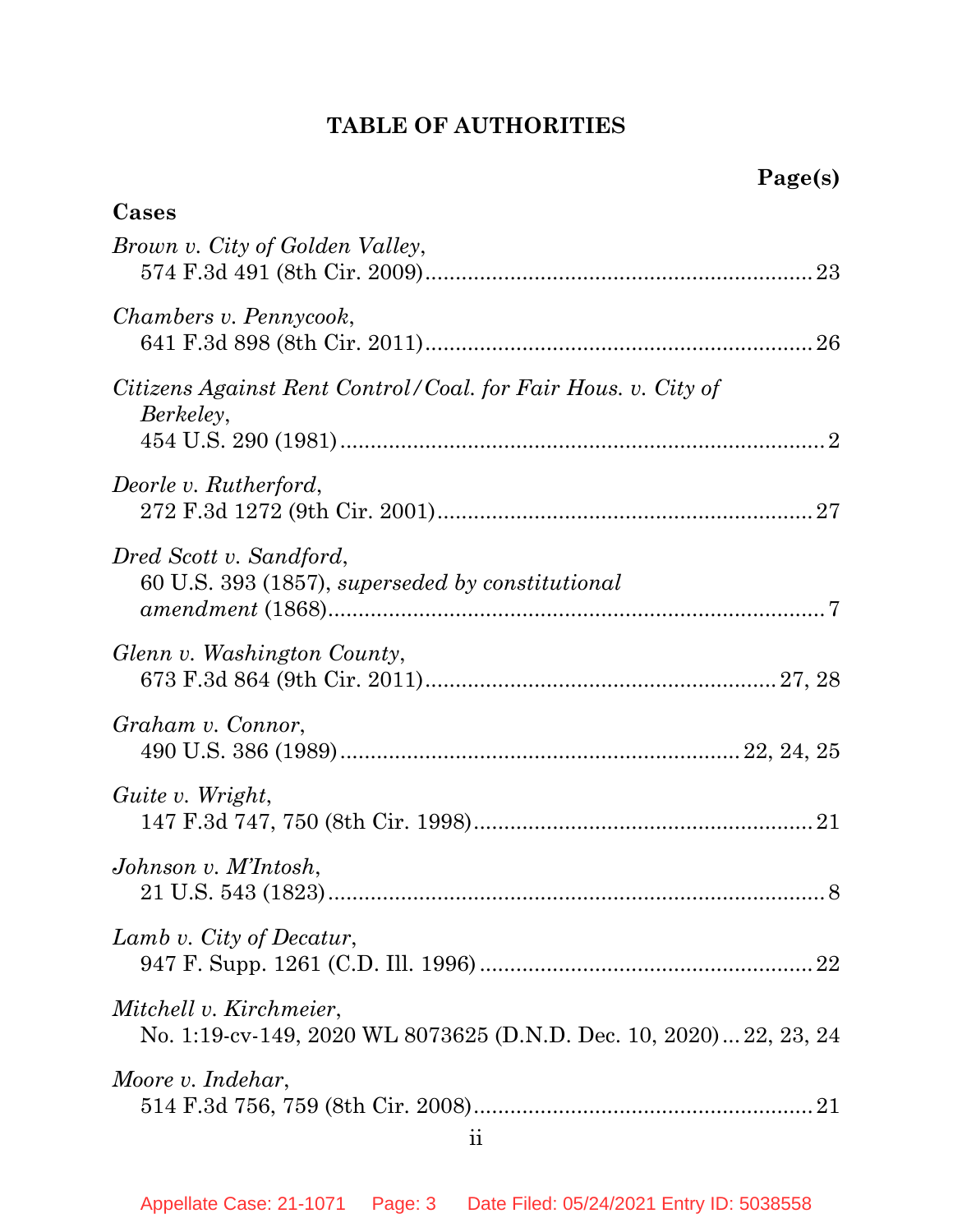## TABLE OF AUTHORITIES

**Page(s)**

**Cases**

*Brown v. City of Golden Valley*,
574 F.3d 491 (8th Cir. 2009) ............................................................ 23

*Chambers v. Pennycook*,
641 F.3d 898 (8th Cir. 2011) ............................................................ 26

*Citizens Against Rent Control/Coal. for Fair Hous. v. City of Berkeley*,
454 U.S. 290 (1981) ............................................................ 2

*Deorle v. Rutherford*,
272 F.3d 1272 (9th Cir. 2001) ............................................................ 27

*Dred Scott v. Sandford*,
60 U.S. 393 (1857), *superseded by constitutional amendment* (1868) ............................................................ 7

*Glenn v. Washington County*,
673 F.3d 864 (9th Cir. 2011) ............................................................ 27, 28

*Graham v. Connor*,
490 U.S. 386 (1989) ............................................................ 22, 24, 25

*Guite v. Wright*,
147 F.3d 747, 750 (8th Cir. 1998) ............................................................ 21

*Johnson v. M'Intosh*,
21 U.S. 543 (1823) ............................................................ 8

*Lamb v. City of Decatur*,
947 F. Supp. 1261 (C.D. Ill. 1996) ............................................................ 22

*Mitchell v. Kirchmeier*,
No. 1:19-cv-149, 2020 WL 8073625 (D.N.D. Dec. 10, 2020) ... 22, 23, 24

*Moore v. Indehar*,
514 F.3d 756, 759 (8th Cir. 2008) ............................................................ 21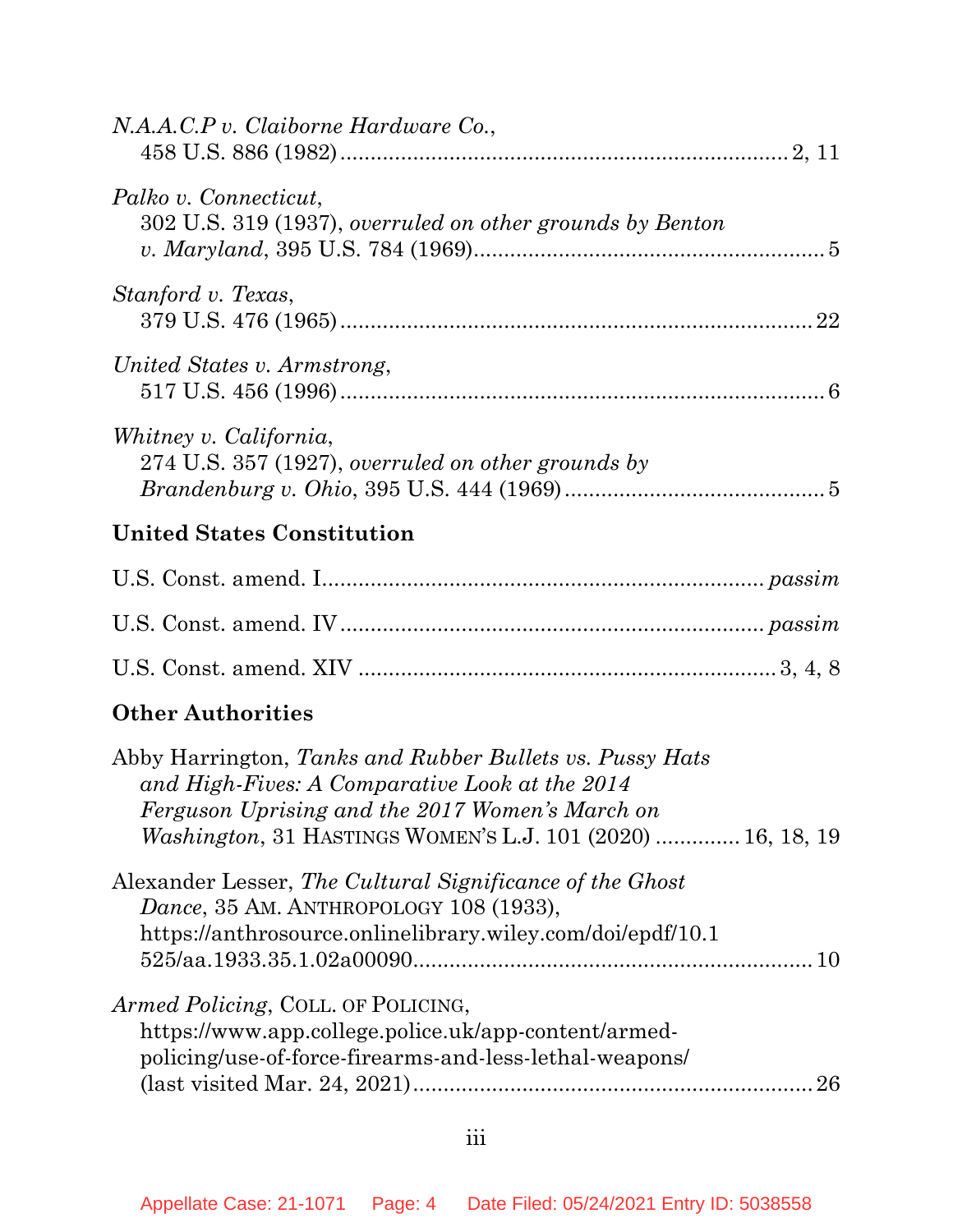*N.A.A.C.P v. Claiborne Hardware Co.*,
458 U.S. 886 (1982) .......................................................................... 2, 11

*Palko v. Connecticut*,
302 U.S. 319 (1937), *overruled on other grounds by Benton v. Maryland*, 395 U.S. 784 (1969) .......................................................... 5

*Stanford v. Texas*,
379 U.S. 476 (1965) ............................................................................ 22

*United States v. Armstrong*,
517 U.S. 456 (1996) .............................................................................. 6

*Whitney v. California*,
274 U.S. 357 (1927), *overruled on other grounds by Brandenburg v. Ohio*, 395 U.S. 444 (1969) ........................................... 5

**United States Constitution**

U.S. Const. amend. I ....................................................................... *passim*

U.S. Const. amend. IV ..................................................................... *passim*

U.S. Const. amend. XIV ..................................................................... 3, 4, 8

**Other Authorities**

Abby Harrington, *Tanks and Rubber Bullets vs. Pussy Hats and High-Fives: A Comparative Look at the 2014 Ferguson Uprising and the 2017 Women's March on Washington*, 31 HASTINGS WOMEN'S L.J. 101 (2020) ............. 16, 18, 19

Alexander Lesser, *The Cultural Significance of the Ghost Dance*, 35 AM. ANTHROPOLOGY 108 (1933), https://anthrosource.onlinelibrary.wiley.com/doi/epdf/10.1525/aa.1933.35.1.02a00090 .................................................................. 10

*Armed Policing*, COLL. OF POLICING, https://www.app.college.police.uk/app-content/armed-policing/use-of-force-firearms-and-less-lethal-weapons/ (last visited Mar. 24, 2021) ................................................................ 26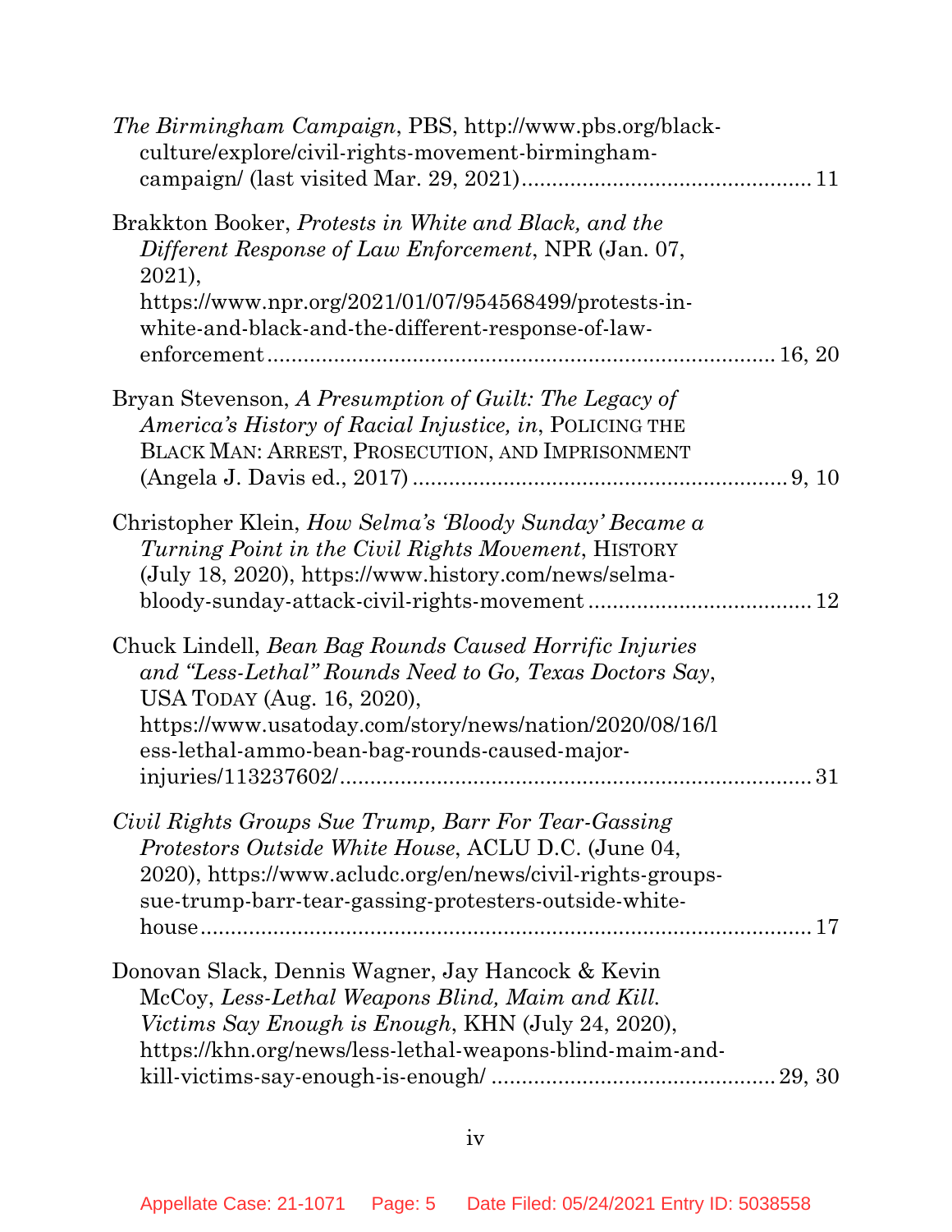*The Birmingham Campaign*, PBS, http://www.pbs.org/black-culture/explore/civil-rights-movement-birmingham-campaign/ (last visited Mar. 29, 2021) ................................................ 11

Brakkton Booker, *Protests in White and Black, and the Different Response of Law Enforcement*, NPR (Jan. 07, 2021), https://www.npr.org/2021/01/07/954568499/protests-in-white-and-black-and-the-different-response-of-law-enforcement .................................................................................. 16, 20

Bryan Stevenson, *A Presumption of Guilt: The Legacy of America's History of Racial Injustice, in*, POLICING THE BLACK MAN: ARREST, PROSECUTION, AND IMPRISONMENT (Angela J. Davis ed., 2017) ............................................................ 9, 10

Christopher Klein, *How Selma's 'Bloody Sunday' Became a Turning Point in the Civil Rights Movement*, HISTORY (July 18, 2020), https://www.history.com/news/selma-bloody-sunday-attack-civil-rights-movement .................................... 12

Chuck Lindell, *Bean Bag Rounds Caused Horrific Injuries and "Less-Lethal" Rounds Need to Go, Texas Doctors Say*, USA TODAY (Aug. 16, 2020), https://www.usatoday.com/story/news/nation/2020/08/16/less-lethal-ammo-bean-bag-rounds-caused-major-injuries/113237602/.............................................................................. 31

*Civil Rights Groups Sue Trump, Barr For Tear-Gassing Protestors Outside White House*, ACLU D.C. (June 04, 2020), https://www.acludc.org/en/news/civil-rights-groups-sue-trump-barr-tear-gassing-protesters-outside-white-house ..................................................................................... 17

Donovan Slack, Dennis Wagner, Jay Hancock & Kevin McCoy, *Less-Lethal Weapons Blind, Maim and Kill. Victims Say Enough is Enough*, KHN (July 24, 2020), https://khn.org/news/less-lethal-weapons-blind-maim-and-kill-victims-say-enough-is-enough/ .............................................. 29, 30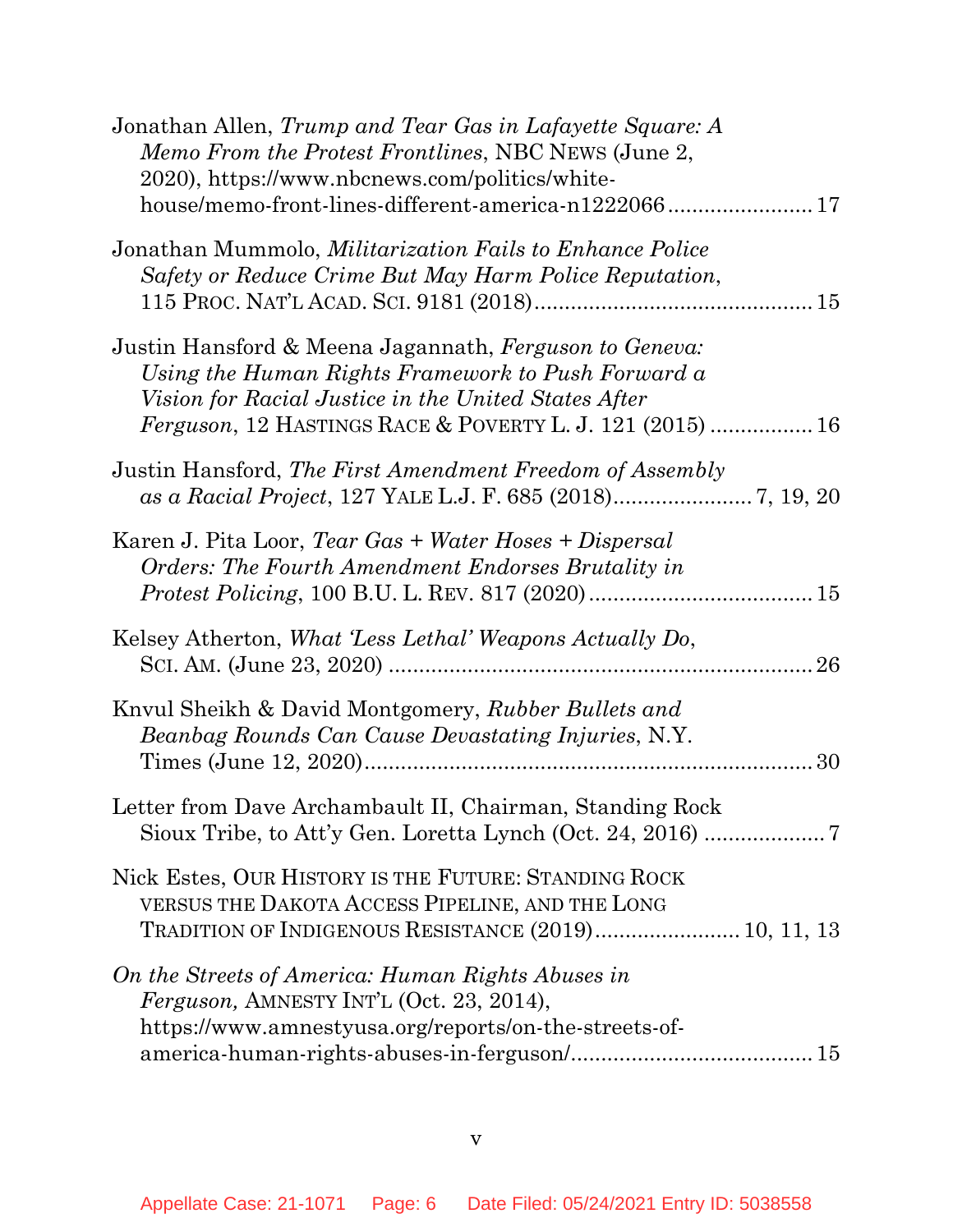Jonathan Allen, *Trump and Tear Gas in Lafayette Square: A Memo From the Protest Frontlines*, NBC NEWS (June 2, 2020), https://www.nbcnews.com/politics/white-house/memo-front-lines-different-america-n1222066........................ 17

Jonathan Mummolo, *Militarization Fails to Enhance Police Safety or Reduce Crime But May Harm Police Reputation*, 115 PROC. NAT'L ACAD. SCI. 9181 (2018).............................................. 15

Justin Hansford & Meena Jagannath, *Ferguson to Geneva: Using the Human Rights Framework to Push Forward a Vision for Racial Justice in the United States After Ferguson*, 12 HASTINGS RACE & POVERTY L. J. 121 (2015) ................. 16

Justin Hansford, *The First Amendment Freedom of Assembly as a Racial Project*, 127 YALE L.J. F. 685 (2018)....................... 7, 19, 20

Karen J. Pita Loor, *Tear Gas + Water Hoses + Dispersal Orders: The Fourth Amendment Endorses Brutality in Protest Policing*, 100 B.U. L. REV. 817 (2020)..................................... 15

Kelsey Atherton, *What 'Less Lethal' Weapons Actually Do*, SCI. AM. (June 23, 2020) ..................................................................... 26

Knvul Sheikh & David Montgomery, *Rubber Bullets and Beanbag Rounds Can Cause Devastating Injuries*, N.Y. Times (June 12, 2020)........................................................................... 30

Letter from Dave Archambault II, Chairman, Standing Rock Sioux Tribe, to Att'y Gen. Loretta Lynch (Oct. 24, 2016) .................... 7

Nick Estes, OUR HISTORY IS THE FUTURE: STANDING ROCK VERSUS THE DAKOTA ACCESS PIPELINE, AND THE LONG TRADITION OF INDIGENOUS RESISTANCE (2019)........................ 10, 11, 13

*On the Streets of America: Human Rights Abuses in Ferguson,* AMNESTY INT'L (Oct. 23, 2014), https://www.amnestyusa.org/reports/on-the-streets-of-america-human-rights-abuses-in-ferguson/........................................ 15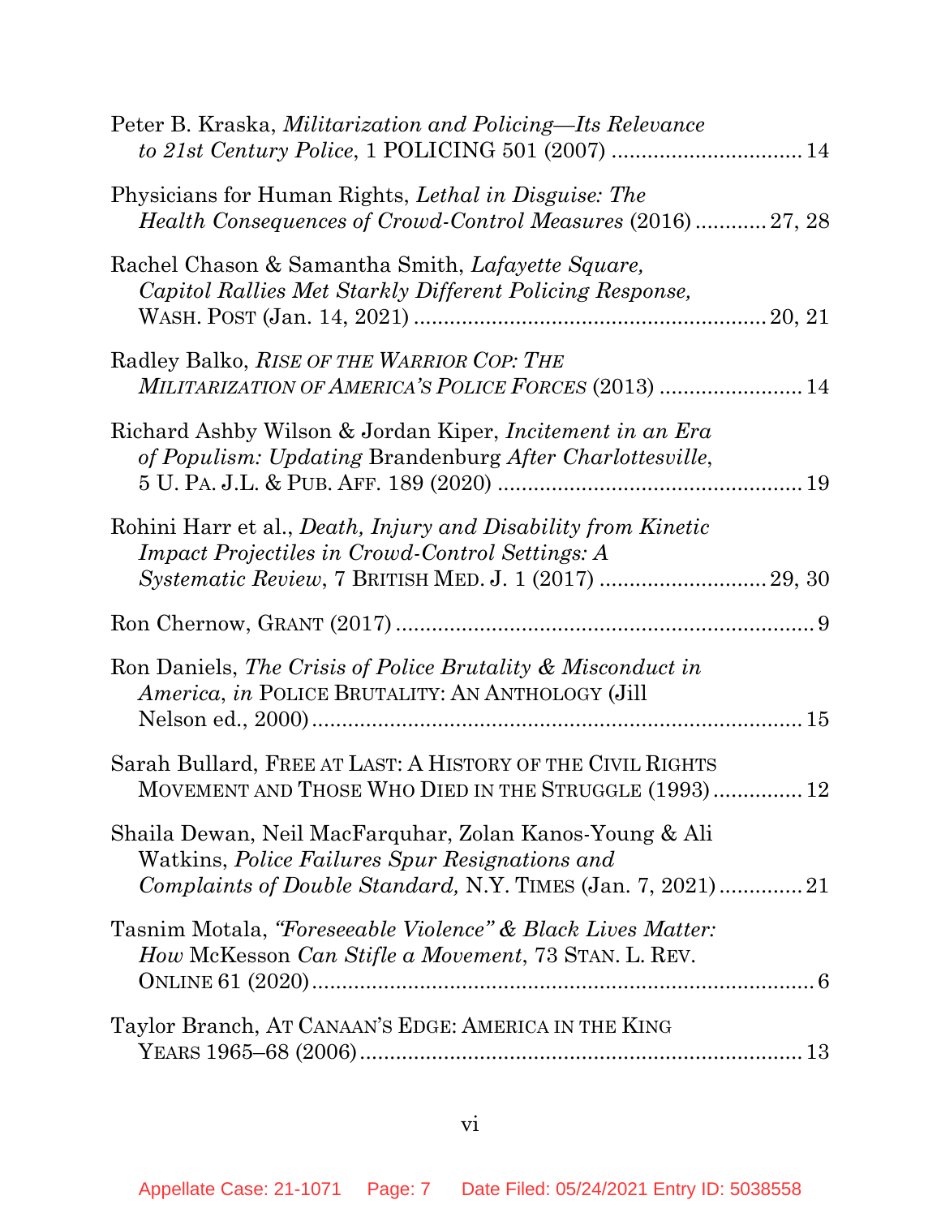Peter B. Kraska, *Militarization and Policing—Its Relevance to 21st Century Police*, 1 POLICING 501 (2007) ................................ 14

Physicians for Human Rights, *Lethal in Disguise: The Health Consequences of Crowd-Control Measures* (2016) ............ 27, 28

Rachel Chason & Samantha Smith, *Lafayette Square, Capitol Rallies Met Starkly Different Policing Response,* WASH. POST (Jan. 14, 2021) .......................................................... 20, 21

Radley Balko, *RISE OF THE WARRIOR COP: THE MILITARIZATION OF AMERICA'S POLICE FORCES* (2013) ........................ 14

Richard Ashby Wilson & Jordan Kiper, *Incitement in an Era of Populism: Updating* Brandenburg *After Charlottesville*, 5 U. PA. J.L. & PUB. AFF. 189 (2020) ................................................... 19

Rohini Harr et al., *Death, Injury and Disability from Kinetic Impact Projectiles in Crowd-Control Settings: A Systematic Review*, 7 BRITISH MED. J. 1 (2017) ........................... 29, 30

Ron Chernow, GRANT (2017) .................................................................... 9

Ron Daniels, *The Crisis of Police Brutality & Misconduct in America*, *in* POLICE BRUTALITY: AN ANTHOLOGY (Jill Nelson ed., 2000) ................................................................................ 15

Sarah Bullard, FREE AT LAST: A HISTORY OF THE CIVIL RIGHTS MOVEMENT AND THOSE WHO DIED IN THE STRUGGLE (1993) ............... 12

Shaila Dewan, Neil MacFarquhar, Zolan Kanos-Young & Ali Watkins, *Police Failures Spur Resignations and Complaints of Double Standard,* N.Y. TIMES (Jan. 7, 2021) .............. 21

Tasnim Motala, *"Foreseeable Violence" & Black Lives Matter: How* McKesson *Can Stifle a Movement*, 73 STAN. L. REV. ONLINE 61 (2020) .................................................................................... 6

Taylor Branch, AT CANAAN'S EDGE: AMERICA IN THE KING YEARS 1965–68 (2006) .......................................................................... 13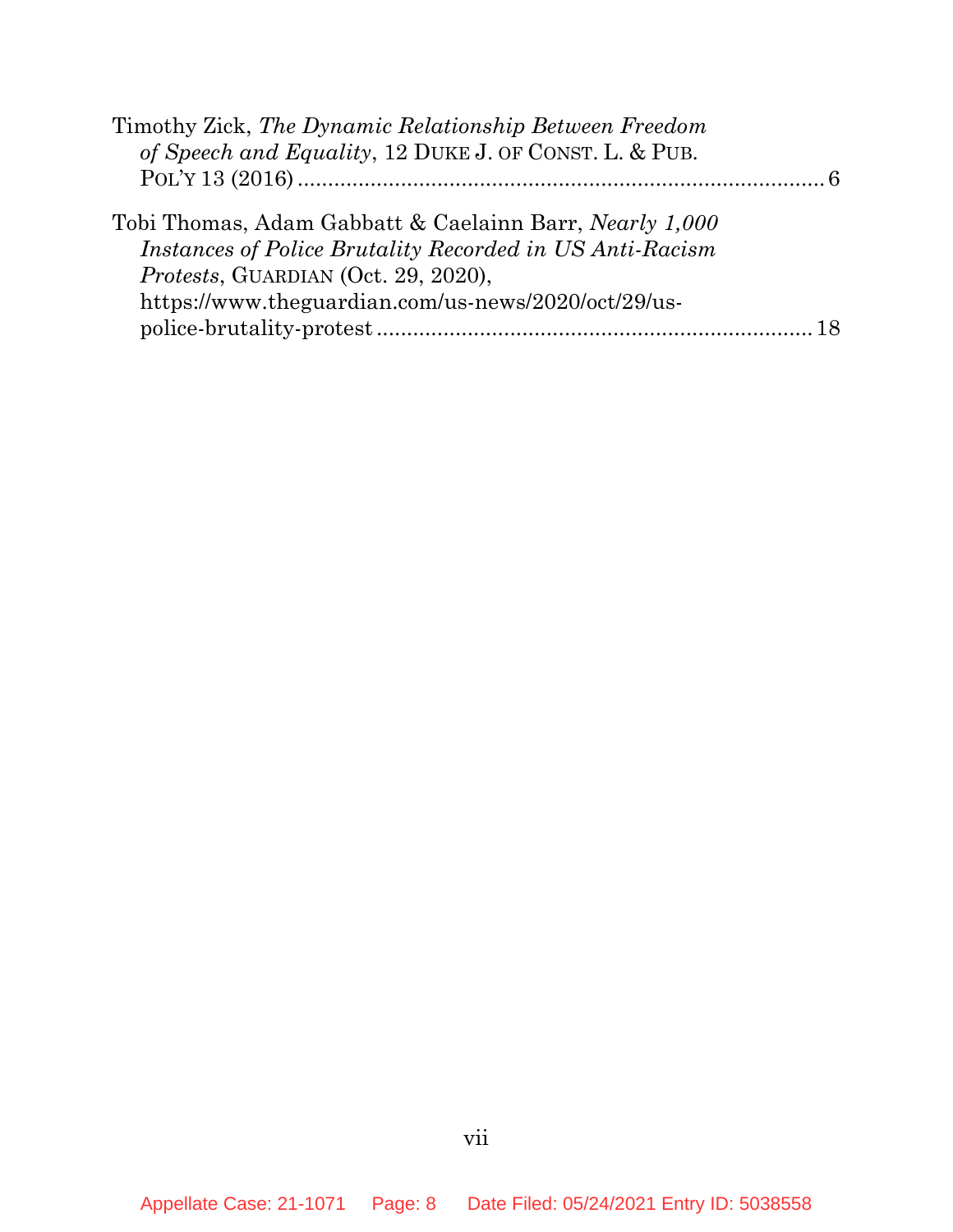Timothy Zick, *The Dynamic Relationship Between Freedom of Speech and Equality*, 12 DUKE J. OF CONST. L. & PUB. POL'Y 13 (2016) ........................................................................ 6

Tobi Thomas, Adam Gabbatt & Caelainn Barr, *Nearly 1,000 Instances of Police Brutality Recorded in US Anti-Racism Protests*, GUARDIAN (Oct. 29, 2020), https://www.theguardian.com/us-news/2020/oct/29/us-police-brutality-protest ........................................................................ 18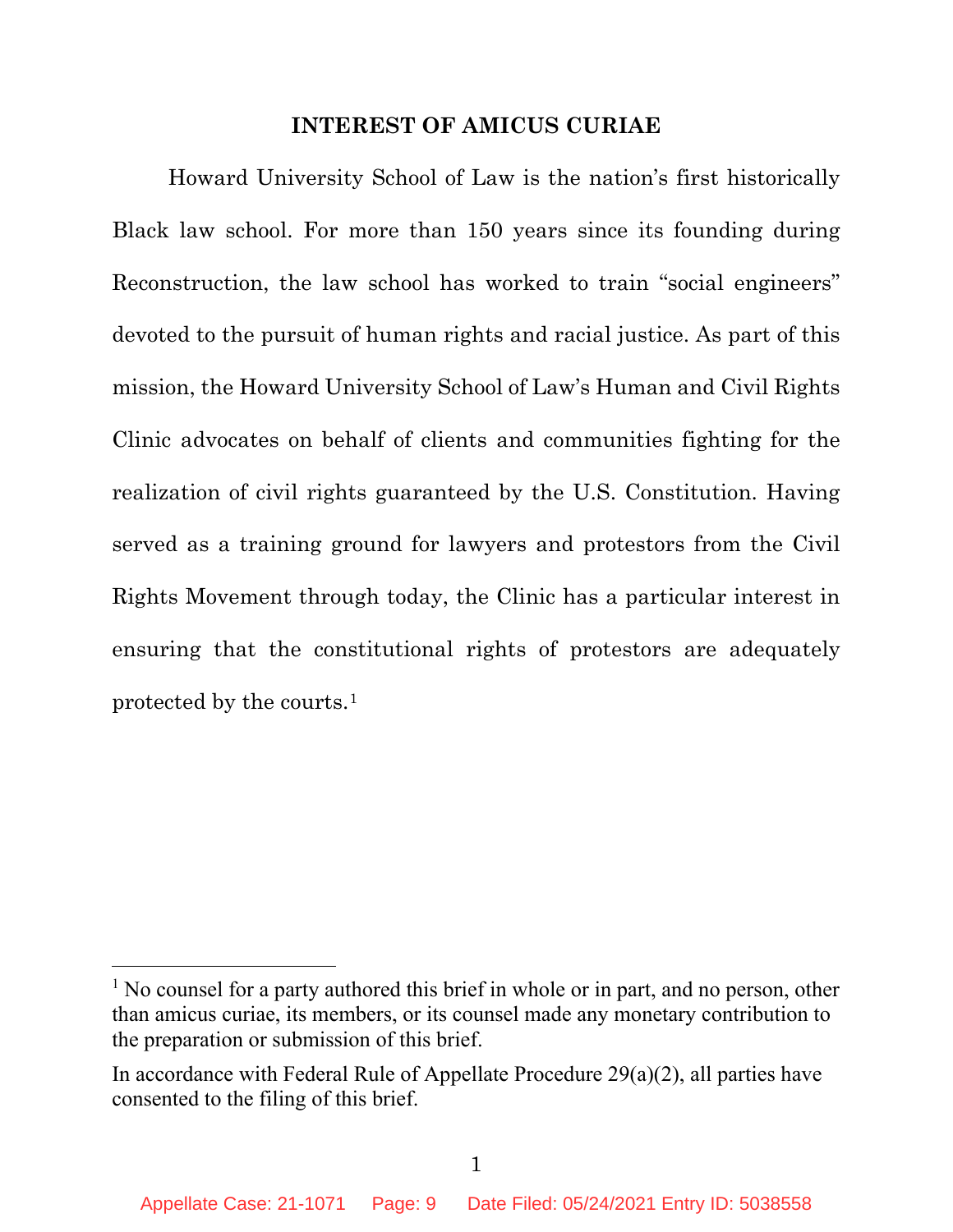## INTEREST OF AMICUS CURIAE

Howard University School of Law is the nation's first historically Black law school. For more than 150 years since its founding during Reconstruction, the law school has worked to train "social engineers" devoted to the pursuit of human rights and racial justice. As part of this mission, the Howard University School of Law's Human and Civil Rights Clinic advocates on behalf of clients and communities fighting for the realization of civil rights guaranteed by the U.S. Constitution. Having served as a training ground for lawyers and protestors from the Civil Rights Movement through today, the Clinic has a particular interest in ensuring that the constitutional rights of protestors are adequately protected by the courts.[1]

---

[1] No counsel for a party authored this brief in whole or in part, and no person, other than amicus curiae, its members, or its counsel made any monetary contribution to the preparation or submission of this brief.

In accordance with Federal Rule of Appellate Procedure 29(a)(2), all parties have consented to the filing of this brief.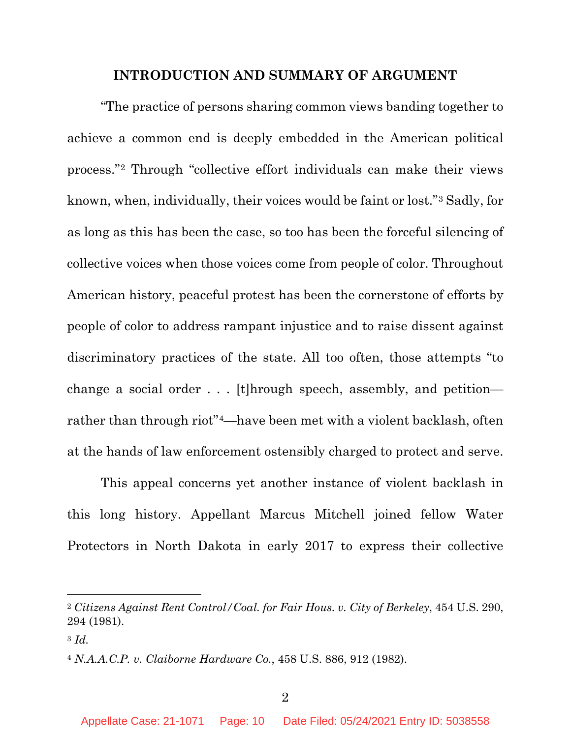## INTRODUCTION AND SUMMARY OF ARGUMENT

"The practice of persons sharing common views banding together to achieve a common end is deeply embedded in the American political process."[2] Through "collective effort individuals can make their views known, when, individually, their voices would be faint or lost."[3] Sadly, for as long as this has been the case, so too has been the forceful silencing of collective voices when those voices come from people of color. Throughout American history, peaceful protest has been the cornerstone of efforts by people of color to address rampant injustice and to raise dissent against discriminatory practices of the state. All too often, those attempts "to change a social order . . . [t]hrough speech, assembly, and petition—rather than through riot"[4]—have been met with a violent backlash, often at the hands of law enforcement ostensibly charged to protect and serve.

This appeal concerns yet another instance of violent backlash in this long history. Appellant Marcus Mitchell joined fellow Water Protectors in North Dakota in early 2017 to express their collective

---

[2] *Citizens Against Rent Control/Coal. for Fair Hous. v. City of Berkeley*, 454 U.S. 290, 294 (1981).

[3] *Id.*

[4] *N.A.A.C.P. v. Claiborne Hardware Co.*, 458 U.S. 886, 912 (1982).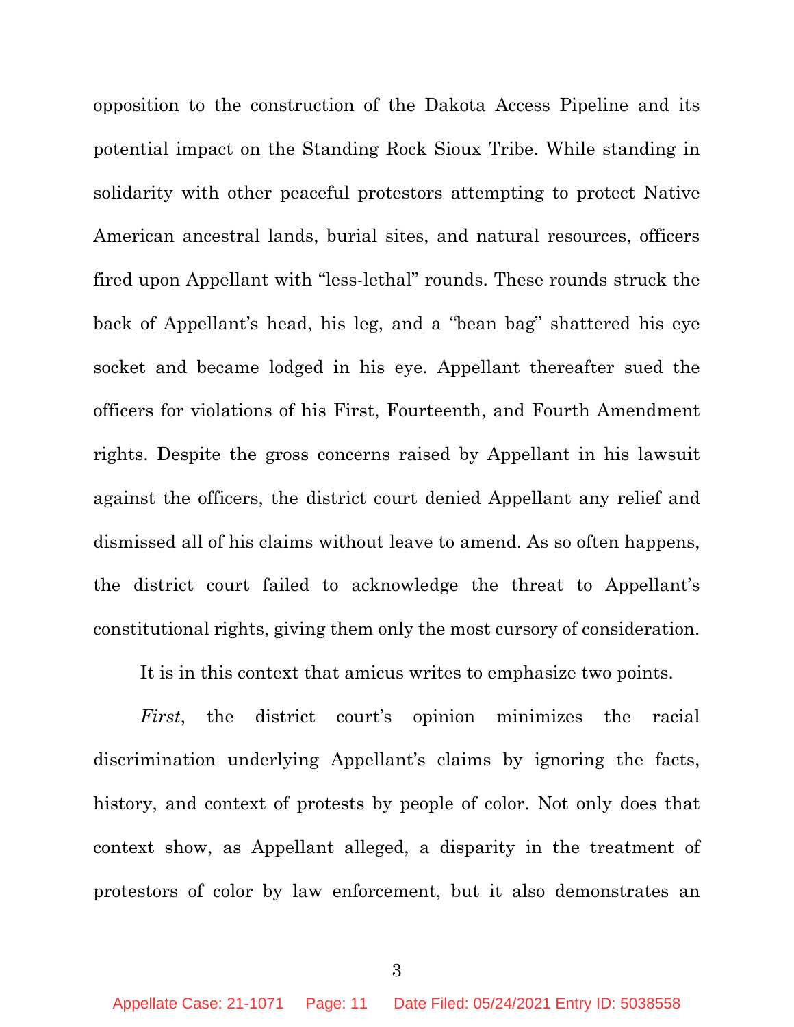opposition to the construction of the Dakota Access Pipeline and its potential impact on the Standing Rock Sioux Tribe. While standing in solidarity with other peaceful protestors attempting to protect Native American ancestral lands, burial sites, and natural resources, officers fired upon Appellant with "less-lethal" rounds. These rounds struck the back of Appellant's head, his leg, and a "bean bag" shattered his eye socket and became lodged in his eye. Appellant thereafter sued the officers for violations of his First, Fourteenth, and Fourth Amendment rights. Despite the gross concerns raised by Appellant in his lawsuit against the officers, the district court denied Appellant any relief and dismissed all of his claims without leave to amend. As so often happens, the district court failed to acknowledge the threat to Appellant's constitutional rights, giving them only the most cursory of consideration.

It is in this context that amicus writes to emphasize two points.

*First*, the district court's opinion minimizes the racial discrimination underlying Appellant's claims by ignoring the facts, history, and context of protests by people of color. Not only does that context show, as Appellant alleged, a disparity in the treatment of protestors of color by law enforcement, but it also demonstrates an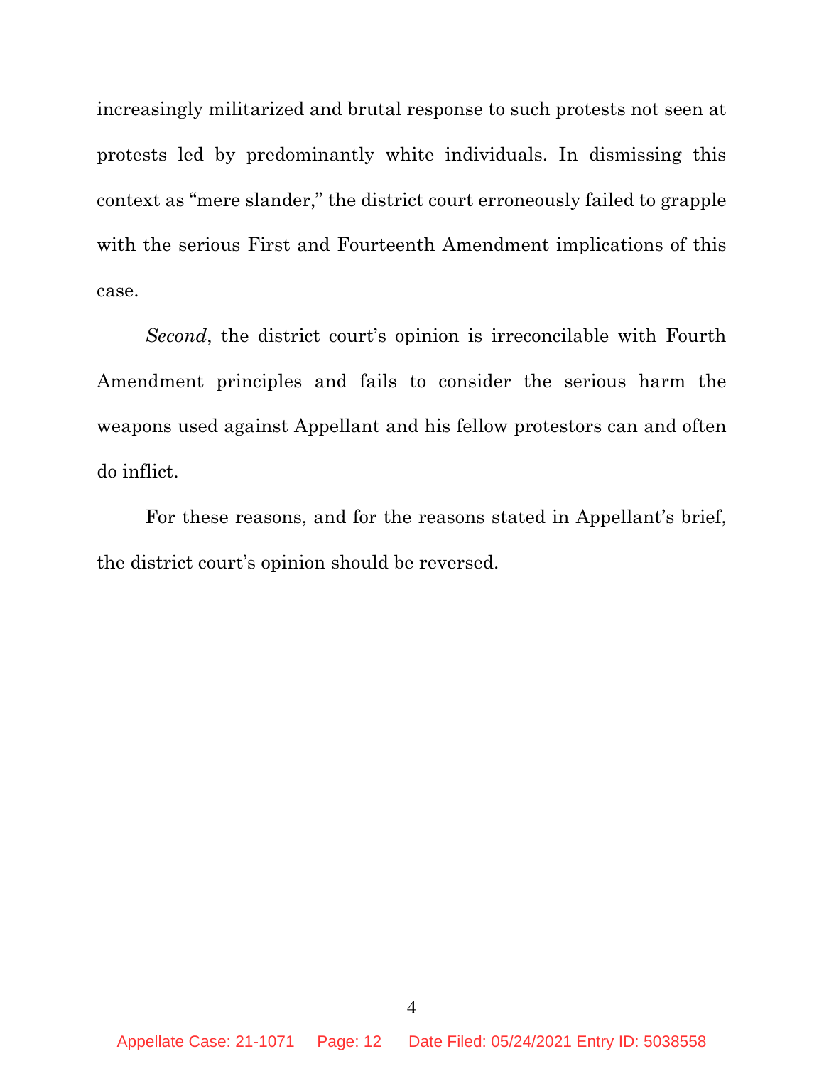increasingly militarized and brutal response to such protests not seen at protests led by predominantly white individuals. In dismissing this context as "mere slander," the district court erroneously failed to grapple with the serious First and Fourteenth Amendment implications of this case.

*Second*, the district court's opinion is irreconcilable with Fourth Amendment principles and fails to consider the serious harm the weapons used against Appellant and his fellow protestors can and often do inflict.

For these reasons, and for the reasons stated in Appellant's brief, the district court's opinion should be reversed.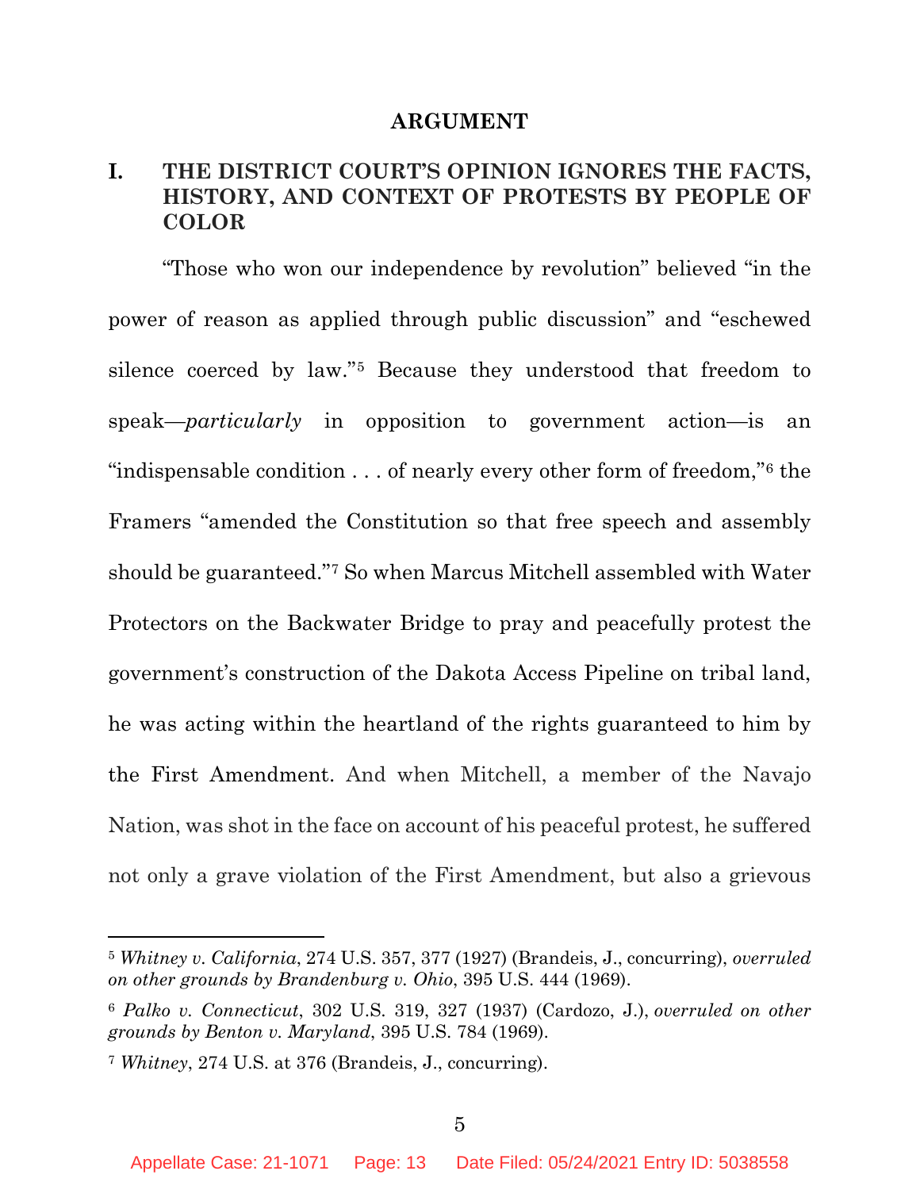## ARGUMENT

### I. THE DISTRICT COURT'S OPINION IGNORES THE FACTS, HISTORY, AND CONTEXT OF PROTESTS BY PEOPLE OF COLOR

"Those who won our independence by revolution" believed "in the power of reason as applied through public discussion" and "eschewed silence coerced by law."[5] Because they understood that freedom to speak—*particularly* in opposition to government action—is an "indispensable condition . . . of nearly every other form of freedom,"[6] the Framers "amended the Constitution so that free speech and assembly should be guaranteed."[7] So when Marcus Mitchell assembled with Water Protectors on the Backwater Bridge to pray and peacefully protest the government's construction of the Dakota Access Pipeline on tribal land, he was acting within the heartland of the rights guaranteed to him by the First Amendment. And when Mitchell, a member of the Navajo Nation, was shot in the face on account of his peaceful protest, he suffered not only a grave violation of the First Amendment, but also a grievous

---

[5] *Whitney v. California*, 274 U.S. 357, 377 (1927) (Brandeis, J., concurring), *overruled on other grounds by Brandenburg v. Ohio*, 395 U.S. 444 (1969).

[6] *Palko v. Connecticut*, 302 U.S. 319, 327 (1937) (Cardozo, J.), *overruled on other grounds by Benton v. Maryland*, 395 U.S. 784 (1969).

[7] *Whitney*, 274 U.S. at 376 (Brandeis, J., concurring).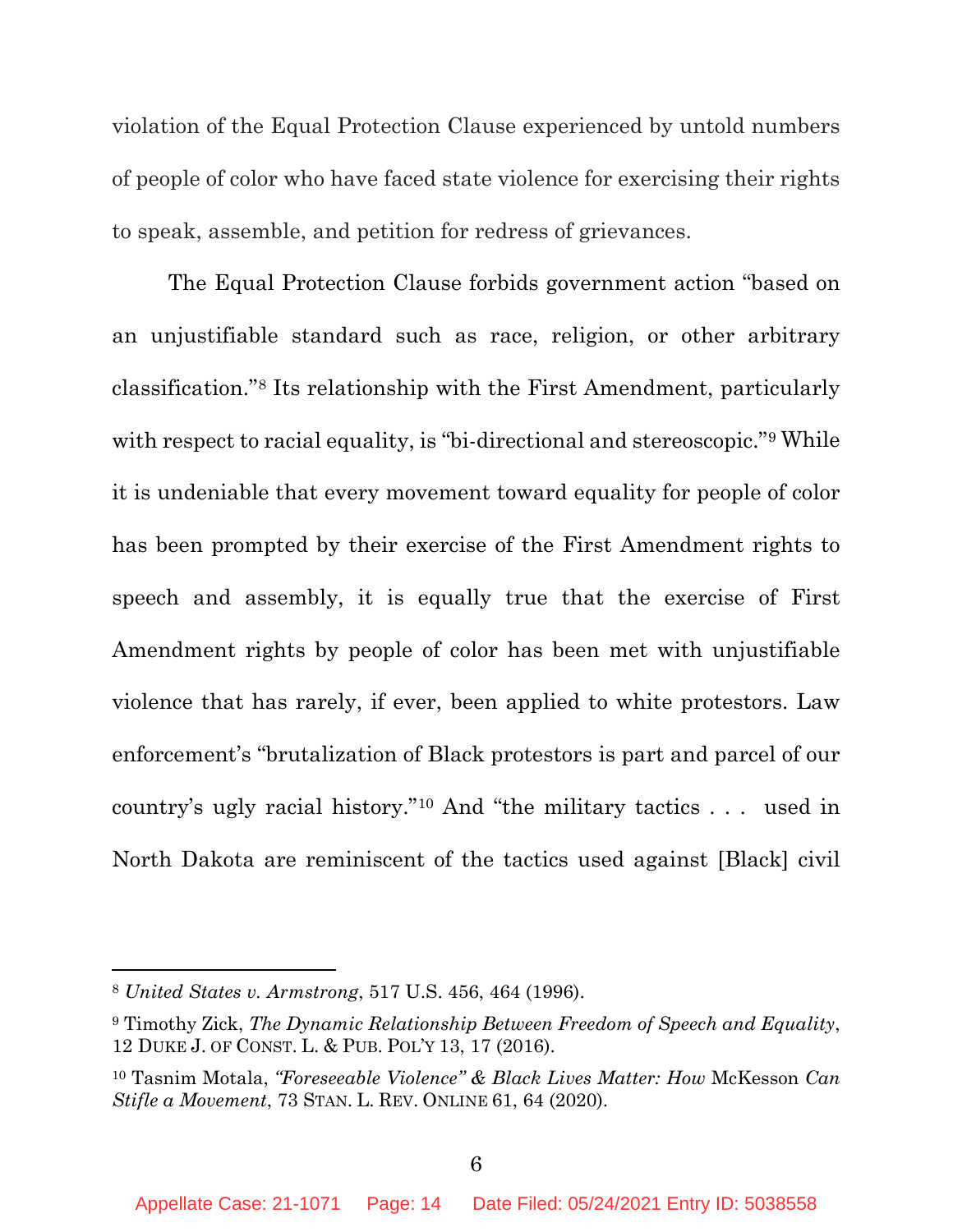violation of the Equal Protection Clause experienced by untold numbers of people of color who have faced state violence for exercising their rights to speak, assemble, and petition for redress of grievances.

The Equal Protection Clause forbids government action "based on an unjustifiable standard such as race, religion, or other arbitrary classification."[8] Its relationship with the First Amendment, particularly with respect to racial equality, is "bi-directional and stereoscopic."[9] While it is undeniable that every movement toward equality for people of color has been prompted by their exercise of the First Amendment rights to speech and assembly, it is equally true that the exercise of First Amendment rights by people of color has been met with unjustifiable violence that has rarely, if ever, been applied to white protestors. Law enforcement's "brutalization of Black protestors is part and parcel of our country's ugly racial history."[10] And "the military tactics . . . used in North Dakota are reminiscent of the tactics used against [Black] civil

---

[8] *United States v. Armstrong*, 517 U.S. 456, 464 (1996).

[9] Timothy Zick, *The Dynamic Relationship Between Freedom of Speech and Equality*, 12 DUKE J. OF CONST. L. & PUB. POL'Y 13, 17 (2016).

[10] Tasnim Motala, *"Foreseeable Violence" & Black Lives Matter: How* McKesson *Can Stifle a Movement*, 73 STAN. L. REV. ONLINE 61, 64 (2020).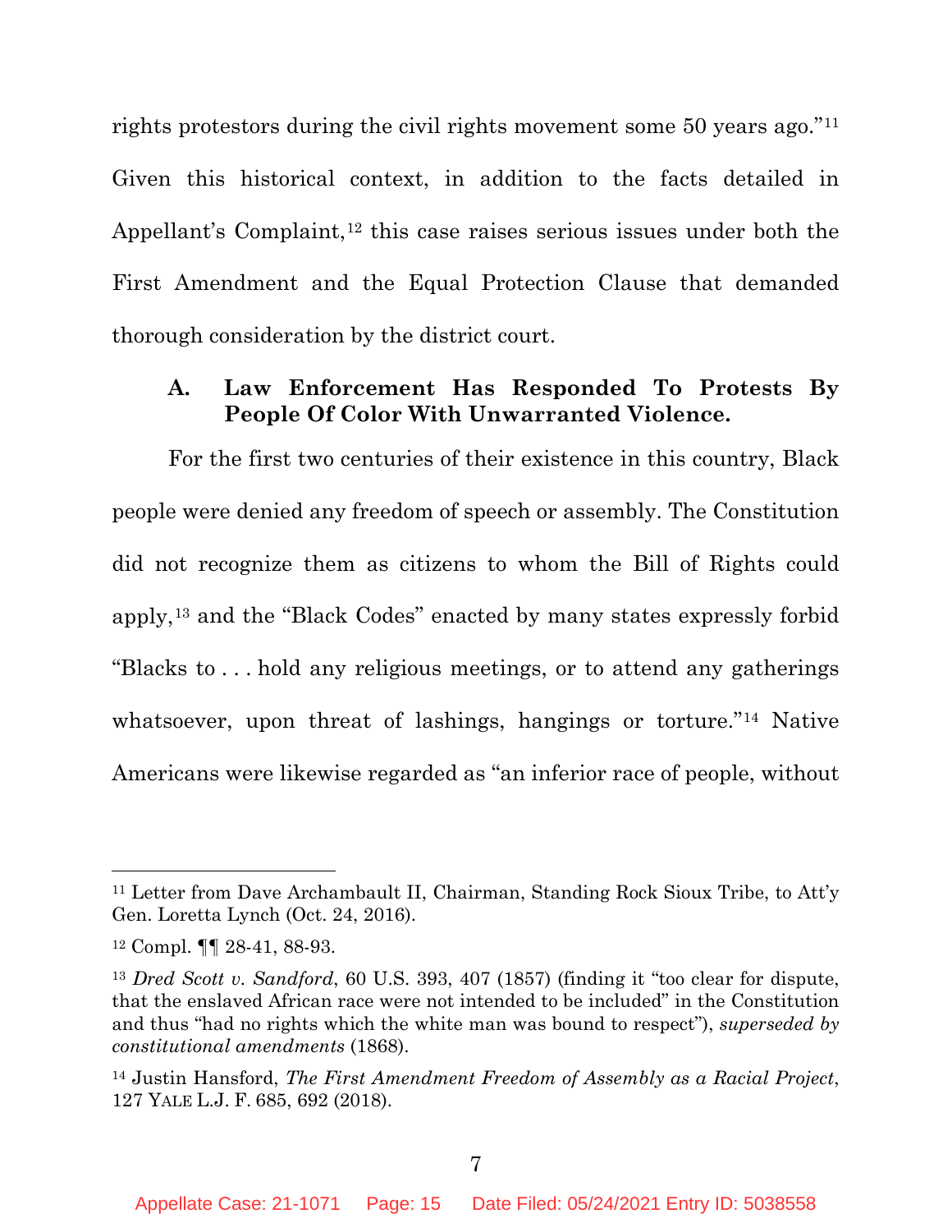rights protestors during the civil rights movement some 50 years ago."[11] Given this historical context, in addition to the facts detailed in Appellant's Complaint,[12] this case raises serious issues under both the First Amendment and the Equal Protection Clause that demanded thorough consideration by the district court.

### A. Law Enforcement Has Responded To Protests By People Of Color With Unwarranted Violence.

For the first two centuries of their existence in this country, Black people were denied any freedom of speech or assembly. The Constitution did not recognize them as citizens to whom the Bill of Rights could apply,[13] and the "Black Codes" enacted by many states expressly forbid "Blacks to . . . hold any religious meetings, or to attend any gatherings whatsoever, upon threat of lashings, hangings or torture."[14] Native Americans were likewise regarded as "an inferior race of people, without

---

[11] Letter from Dave Archambault II, Chairman, Standing Rock Sioux Tribe, to Att'y Gen. Loretta Lynch (Oct. 24, 2016).

[12] Compl. ¶¶ 28-41, 88-93.

[13] *Dred Scott v. Sandford*, 60 U.S. 393, 407 (1857) (finding it "too clear for dispute, that the enslaved African race were not intended to be included" in the Constitution and thus "had no rights which the white man was bound to respect"), *superseded by constitutional amendments* (1868).

[14] Justin Hansford, *The First Amendment Freedom of Assembly as a Racial Project*, 127 YALE L.J. F. 685, 692 (2018).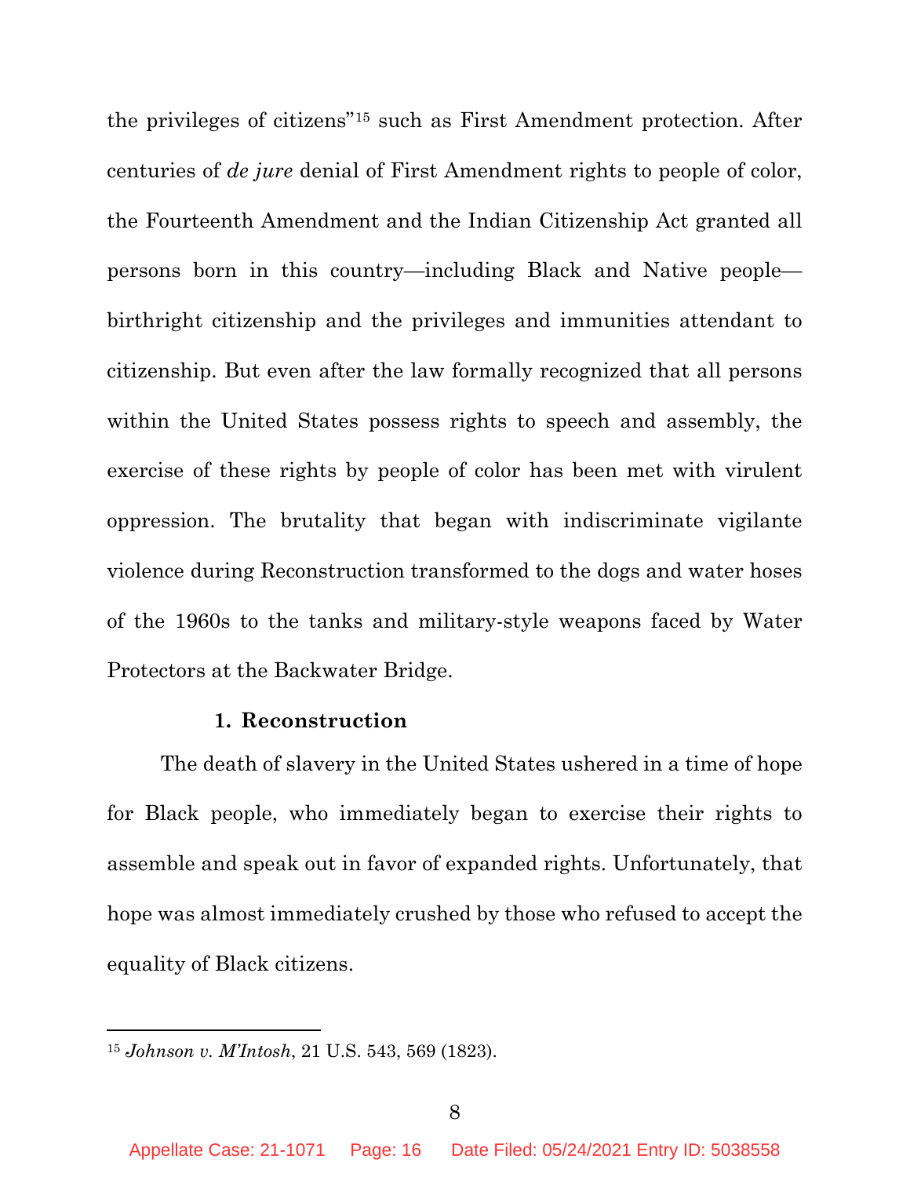the privileges of citizens"[15] such as First Amendment protection. After centuries of *de jure* denial of First Amendment rights to people of color, the Fourteenth Amendment and the Indian Citizenship Act granted all persons born in this country—including Black and Native people—birthright citizenship and the privileges and immunities attendant to citizenship. But even after the law formally recognized that all persons within the United States possess rights to speech and assembly, the exercise of these rights by people of color has been met with virulent oppression. The brutality that began with indiscriminate vigilante violence during Reconstruction transformed to the dogs and water hoses of the 1960s to the tanks and military-style weapons faced by Water Protectors at the Backwater Bridge.

**1. Reconstruction**

The death of slavery in the United States ushered in a time of hope for Black people, who immediately began to exercise their rights to assemble and speak out in favor of expanded rights. Unfortunately, that hope was almost immediately crushed by those who refused to accept the equality of Black citizens.

---

[15] *Johnson v. M'Intosh*, 21 U.S. 543, 569 (1823).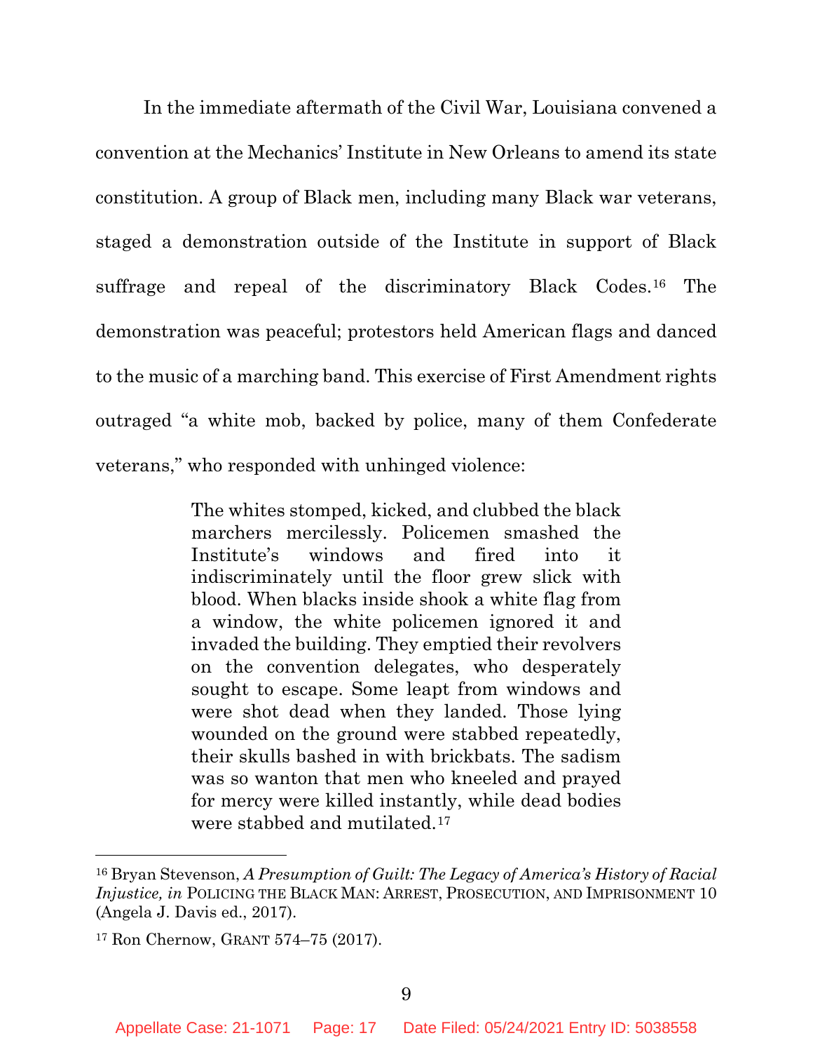In the immediate aftermath of the Civil War, Louisiana convened a convention at the Mechanics' Institute in New Orleans to amend its state constitution. A group of Black men, including many Black war veterans, staged a demonstration outside of the Institute in support of Black suffrage and repeal of the discriminatory Black Codes.[16] The demonstration was peaceful; protestors held American flags and danced to the music of a marching band. This exercise of First Amendment rights outraged "a white mob, backed by police, many of them Confederate veterans," who responded with unhinged violence:

> The whites stomped, kicked, and clubbed the black marchers mercilessly. Policemen smashed the Institute's windows and fired into it indiscriminately until the floor grew slick with blood. When blacks inside shook a white flag from a window, the white policemen ignored it and invaded the building. They emptied their revolvers on the convention delegates, who desperately sought to escape. Some leapt from windows and were shot dead when they landed. Those lying wounded on the ground were stabbed repeatedly, their skulls bashed in with brickbats. The sadism was so wanton that men who kneeled and prayed for mercy were killed instantly, while dead bodies were stabbed and mutilated.[17]

---

[16] Bryan Stevenson, *A Presumption of Guilt: The Legacy of America's History of Racial Injustice, in* POLICING THE BLACK MAN: ARREST, PROSECUTION, AND IMPRISONMENT 10 (Angela J. Davis ed., 2017).

[17] Ron Chernow, GRANT 574–75 (2017).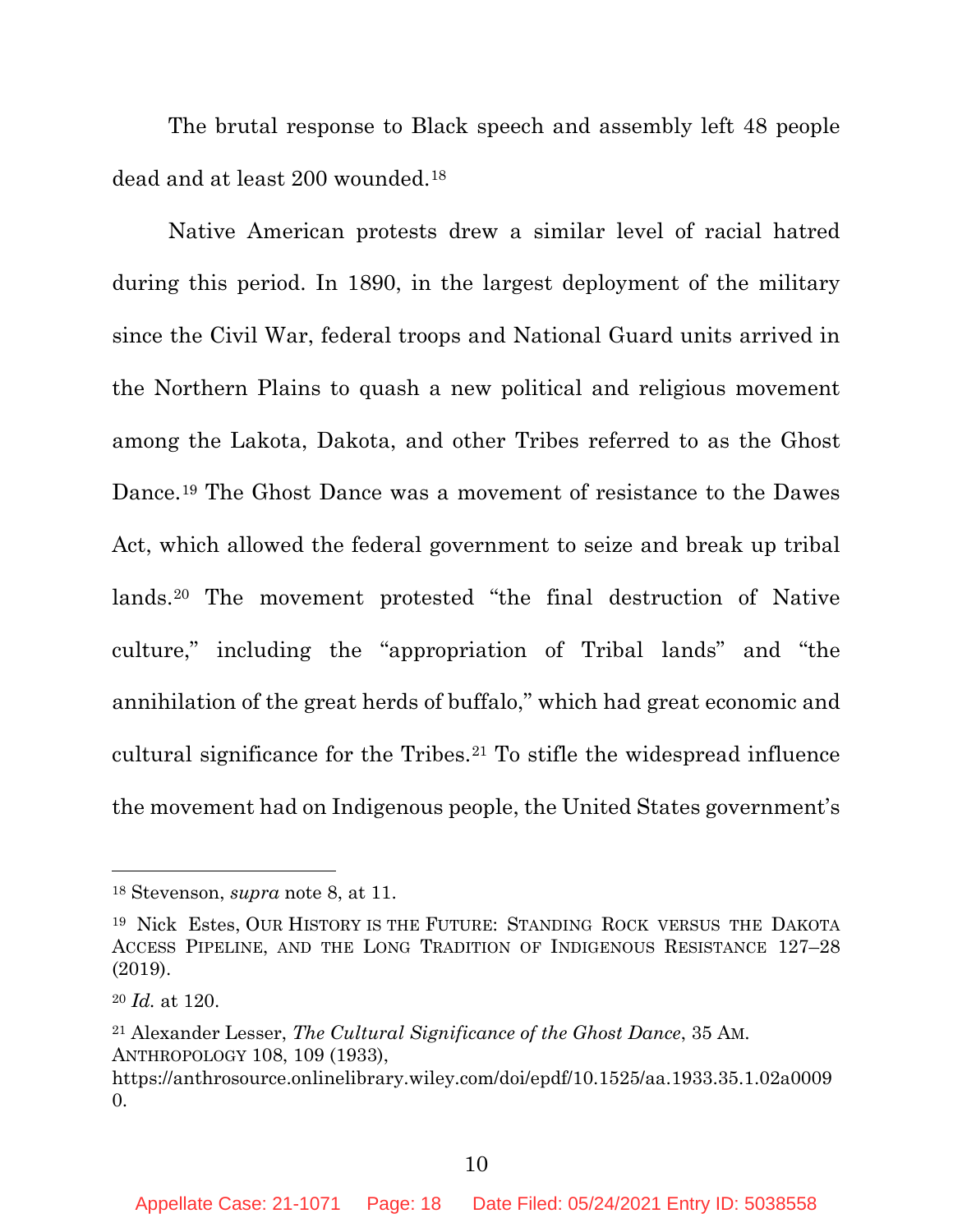The brutal response to Black speech and assembly left 48 people dead and at least 200 wounded.[18]

Native American protests drew a similar level of racial hatred during this period. In 1890, in the largest deployment of the military since the Civil War, federal troops and National Guard units arrived in the Northern Plains to quash a new political and religious movement among the Lakota, Dakota, and other Tribes referred to as the Ghost Dance.[19] The Ghost Dance was a movement of resistance to the Dawes Act, which allowed the federal government to seize and break up tribal lands.[20] The movement protested "the final destruction of Native culture," including the "appropriation of Tribal lands" and "the annihilation of the great herds of buffalo," which had great economic and cultural significance for the Tribes.[21] To stifle the widespread influence the movement had on Indigenous people, the United States government's

---

[18] Stevenson, *supra* note 8, at 11.

[19] Nick Estes, OUR HISTORY IS THE FUTURE: STANDING ROCK VERSUS THE DAKOTA ACCESS PIPELINE, AND THE LONG TRADITION OF INDIGENOUS RESISTANCE 127–28 (2019).

[20] *Id.* at 120.

[21] Alexander Lesser, *The Cultural Significance of the Ghost Dance*, 35 AM. ANTHROPOLOGY 108, 109 (1933), https://anthrosource.onlinelibrary.wiley.com/doi/epdf/10.1525/aa.1933.35.1.02a00090.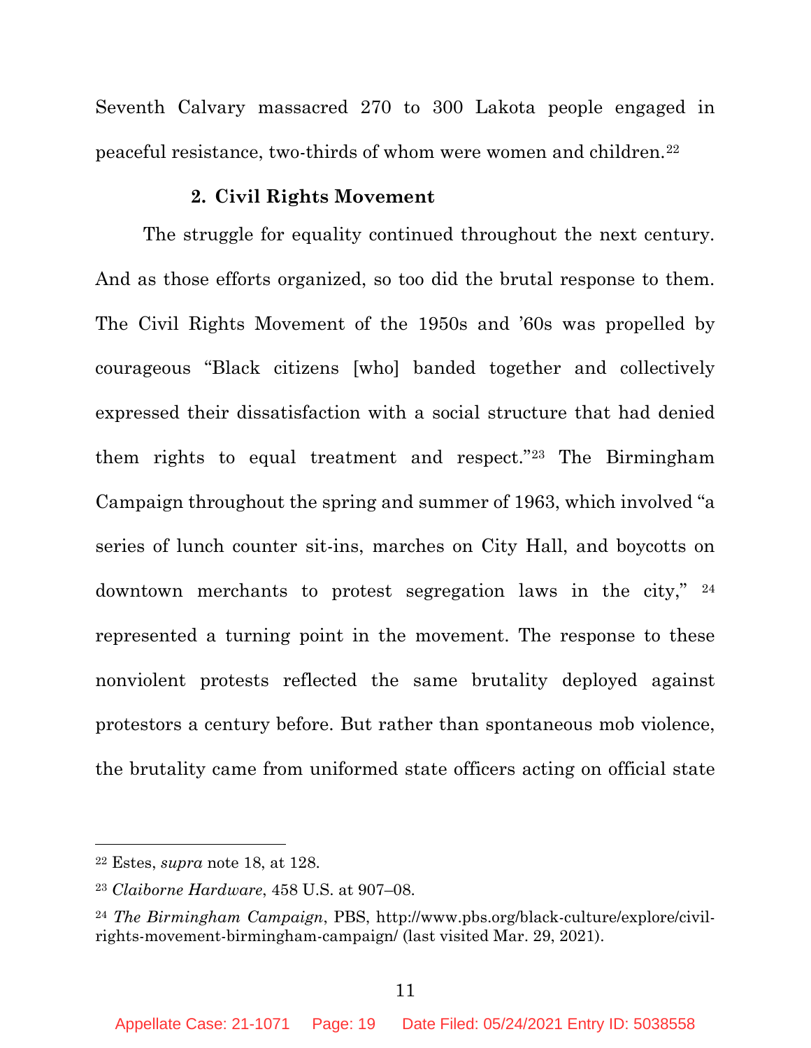Seventh Calvary massacred 270 to 300 Lakota people engaged in peaceful resistance, two-thirds of whom were women and children.[22]

### 2. Civil Rights Movement

The struggle for equality continued throughout the next century. And as those efforts organized, so too did the brutal response to them. The Civil Rights Movement of the 1950s and '60s was propelled by courageous "Black citizens [who] banded together and collectively expressed their dissatisfaction with a social structure that had denied them rights to equal treatment and respect."[23] The Birmingham Campaign throughout the spring and summer of 1963, which involved "a series of lunch counter sit-ins, marches on City Hall, and boycotts on downtown merchants to protest segregation laws in the city," [24] represented a turning point in the movement. The response to these nonviolent protests reflected the same brutality deployed against protestors a century before. But rather than spontaneous mob violence, the brutality came from uniformed state officers acting on official state

---

[22] Estes, *supra* note 18, at 128.

[23] *Claiborne Hardware*, 458 U.S. at 907–08.

[24] *The Birmingham Campaign*, PBS, http://www.pbs.org/black-culture/explore/civil-rights-movement-birmingham-campaign/ (last visited Mar. 29, 2021).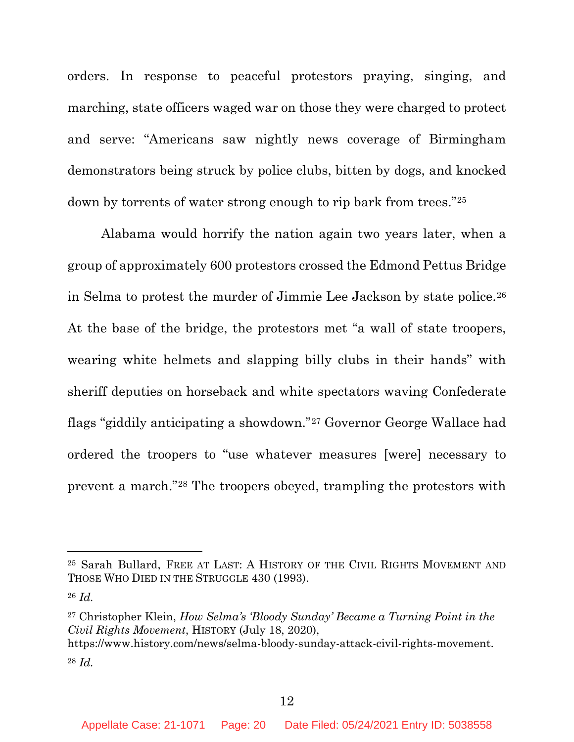orders. In response to peaceful protestors praying, singing, and marching, state officers waged war on those they were charged to protect and serve: "Americans saw nightly news coverage of Birmingham demonstrators being struck by police clubs, bitten by dogs, and knocked down by torrents of water strong enough to rip bark from trees."[25]

Alabama would horrify the nation again two years later, when a group of approximately 600 protestors crossed the Edmond Pettus Bridge in Selma to protest the murder of Jimmie Lee Jackson by state police.[26] At the base of the bridge, the protestors met "a wall of state troopers, wearing white helmets and slapping billy clubs in their hands" with sheriff deputies on horseback and white spectators waving Confederate flags "giddily anticipating a showdown."[27] Governor George Wallace had ordered the troopers to "use whatever measures [were] necessary to prevent a march."[28] The troopers obeyed, trampling the protestors with

---

[25] Sarah Bullard, FREE AT LAST: A HISTORY OF THE CIVIL RIGHTS MOVEMENT AND THOSE WHO DIED IN THE STRUGGLE 430 (1993).

[26] *Id.*

[27] Christopher Klein, *How Selma's 'Bloody Sunday' Became a Turning Point in the Civil Rights Movement*, HISTORY (July 18, 2020), https://www.history.com/news/selma-bloody-sunday-attack-civil-rights-movement.

[28] *Id.*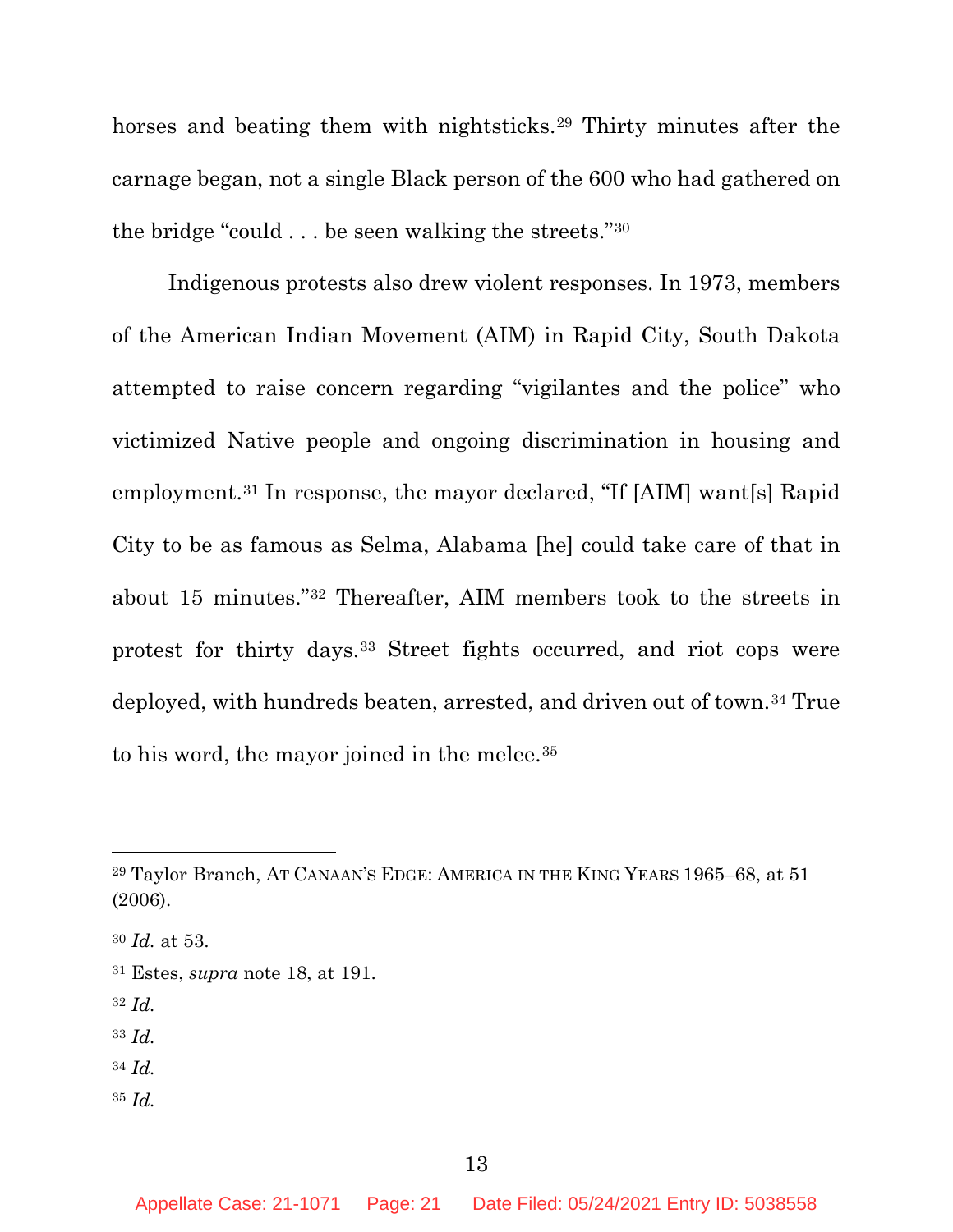horses and beating them with nightsticks.[29] Thirty minutes after the carnage began, not a single Black person of the 600 who had gathered on the bridge "could . . . be seen walking the streets."[30]

Indigenous protests also drew violent responses. In 1973, members of the American Indian Movement (AIM) in Rapid City, South Dakota attempted to raise concern regarding "vigilantes and the police" who victimized Native people and ongoing discrimination in housing and employment.[31] In response, the mayor declared, "If [AIM] want[s] Rapid City to be as famous as Selma, Alabama [he] could take care of that in about 15 minutes."[32] Thereafter, AIM members took to the streets in protest for thirty days.[33] Street fights occurred, and riot cops were deployed, with hundreds beaten, arrested, and driven out of town.[34] True to his word, the mayor joined in the melee.[35]

---

[29] Taylor Branch, AT CANAAN'S EDGE: AMERICA IN THE KING YEARS 1965–68, at 51 (2006).

[30] *Id.* at 53.

[31] Estes, *supra* note 18, at 191.

[32] *Id.*

[33] *Id.*

[34] *Id.*

[35] *Id.*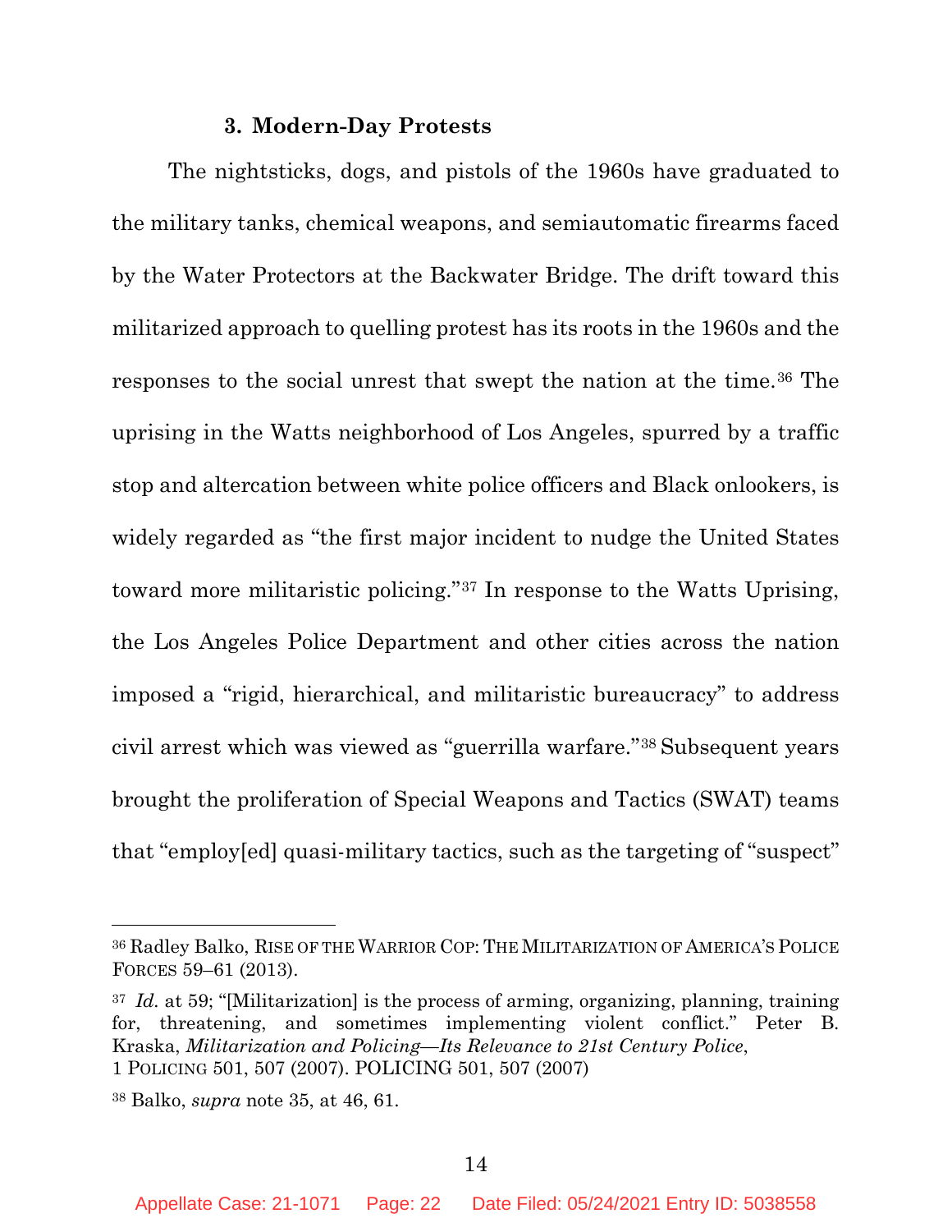### 3. Modern-Day Protests

The nightsticks, dogs, and pistols of the 1960s have graduated to the military tanks, chemical weapons, and semiautomatic firearms faced by the Water Protectors at the Backwater Bridge. The drift toward this militarized approach to quelling protest has its roots in the 1960s and the responses to the social unrest that swept the nation at the time.[36] The uprising in the Watts neighborhood of Los Angeles, spurred by a traffic stop and altercation between white police officers and Black onlookers, is widely regarded as "the first major incident to nudge the United States toward more militaristic policing."[37] In response to the Watts Uprising, the Los Angeles Police Department and other cities across the nation imposed a "rigid, hierarchical, and militaristic bureaucracy" to address civil arrest which was viewed as "guerrilla warfare."[38] Subsequent years brought the proliferation of Special Weapons and Tactics (SWAT) teams that "employ[ed] quasi-military tactics, such as the targeting of "suspect"

---

[36] Radley Balko, RISE OF THE WARRIOR COP: THE MILITARIZATION OF AMERICA'S POLICE FORCES 59–61 (2013).

[37] *Id.* at 59; "[Militarization] is the process of arming, organizing, planning, training for, threatening, and sometimes implementing violent conflict." Peter B. Kraska, *Militarization and Policing—Its Relevance to 21st Century Police*, 1 POLICING 501, 507 (2007). POLICING 501, 507 (2007)

[38] Balko, *supra* note 35, at 46, 61.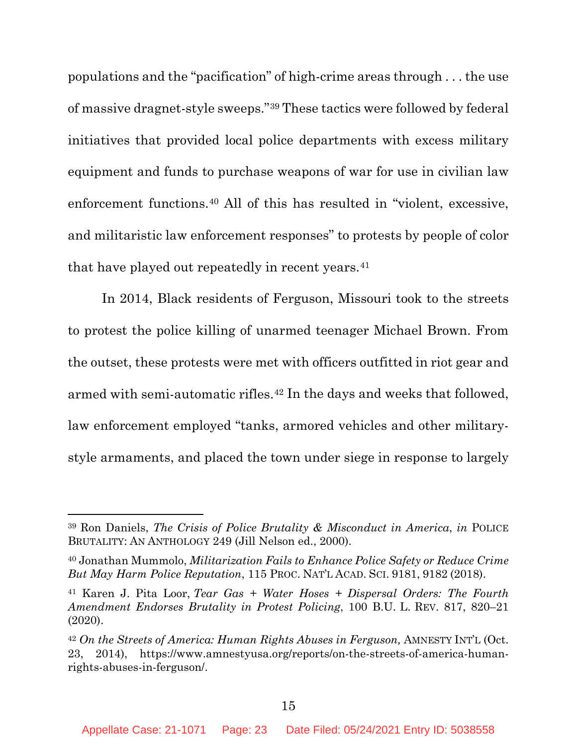populations and the "pacification" of high-crime areas through . . . the use of massive dragnet-style sweeps."[39] These tactics were followed by federal initiatives that provided local police departments with excess military equipment and funds to purchase weapons of war for use in civilian law enforcement functions.[40] All of this has resulted in "violent, excessive, and militaristic law enforcement responses" to protests by people of color that have played out repeatedly in recent years.[41]

In 2014, Black residents of Ferguson, Missouri took to the streets to protest the police killing of unarmed teenager Michael Brown. From the outset, these protests were met with officers outfitted in riot gear and armed with semi-automatic rifles.[42] In the days and weeks that followed, law enforcement employed "tanks, armored vehicles and other military-style armaments, and placed the town under siege in response to largely

---

[39] Ron Daniels, *The Crisis of Police Brutality & Misconduct in America*, *in* POLICE BRUTALITY: AN ANTHOLOGY 249 (Jill Nelson ed., 2000).

[40] Jonathan Mummolo, *Militarization Fails to Enhance Police Safety or Reduce Crime But May Harm Police Reputation*, 115 PROC. NAT'L ACAD. SCI. 9181, 9182 (2018).

[41] Karen J. Pita Loor, *Tear Gas + Water Hoses + Dispersal Orders: The Fourth Amendment Endorses Brutality in Protest Policing*, 100 B.U. L. REV. 817, 820–21 (2020).

[42] *On the Streets of America: Human Rights Abuses in Ferguson,* AMNESTY INT'L (Oct. 23, 2014), https://www.amnestyusa.org/reports/on-the-streets-of-america-human-rights-abuses-in-ferguson/.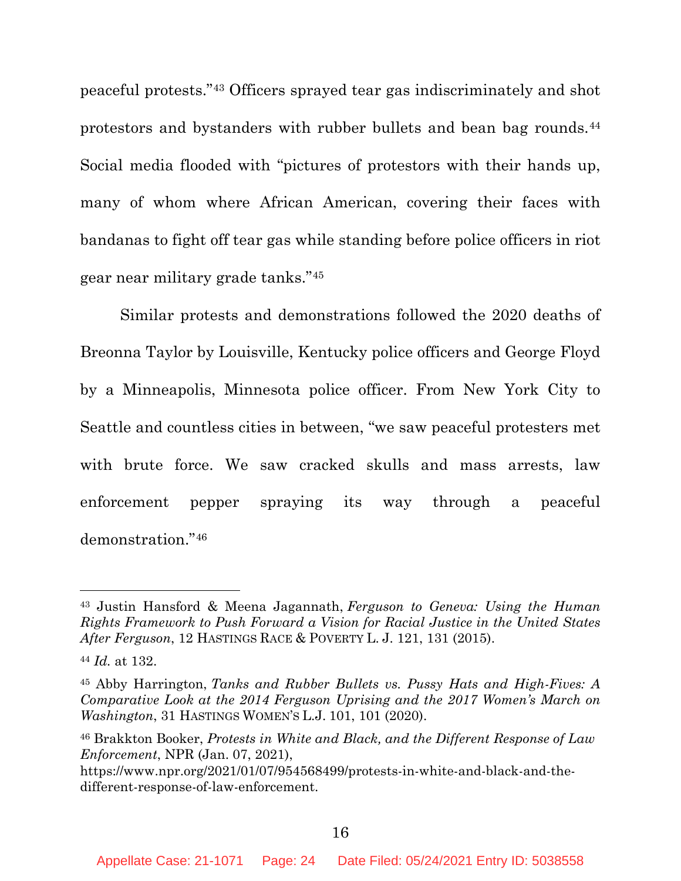peaceful protests."[43] Officers sprayed tear gas indiscriminately and shot protestors and bystanders with rubber bullets and bean bag rounds.[44] Social media flooded with "pictures of protestors with their hands up, many of whom where African American, covering their faces with bandanas to fight off tear gas while standing before police officers in riot gear near military grade tanks."[45]

Similar protests and demonstrations followed the 2020 deaths of Breonna Taylor by Louisville, Kentucky police officers and George Floyd by a Minneapolis, Minnesota police officer. From New York City to Seattle and countless cities in between, "we saw peaceful protesters met with brute force. We saw cracked skulls and mass arrests, law enforcement pepper spraying its way through a peaceful demonstration."[46]

---

[43] Justin Hansford & Meena Jagannath, *Ferguson to Geneva: Using the Human Rights Framework to Push Forward a Vision for Racial Justice in the United States After Ferguson*, 12 HASTINGS RACE & POVERTY L. J. 121, 131 (2015).

[44] *Id.* at 132.

[45] Abby Harrington, *Tanks and Rubber Bullets vs. Pussy Hats and High-Fives: A Comparative Look at the 2014 Ferguson Uprising and the 2017 Women's March on Washington*, 31 HASTINGS WOMEN'S L.J. 101, 101 (2020).

[46] Brakkton Booker, *Protests in White and Black, and the Different Response of Law Enforcement*, NPR (Jan. 07, 2021), https://www.npr.org/2021/01/07/954568499/protests-in-white-and-black-and-the-different-response-of-law-enforcement.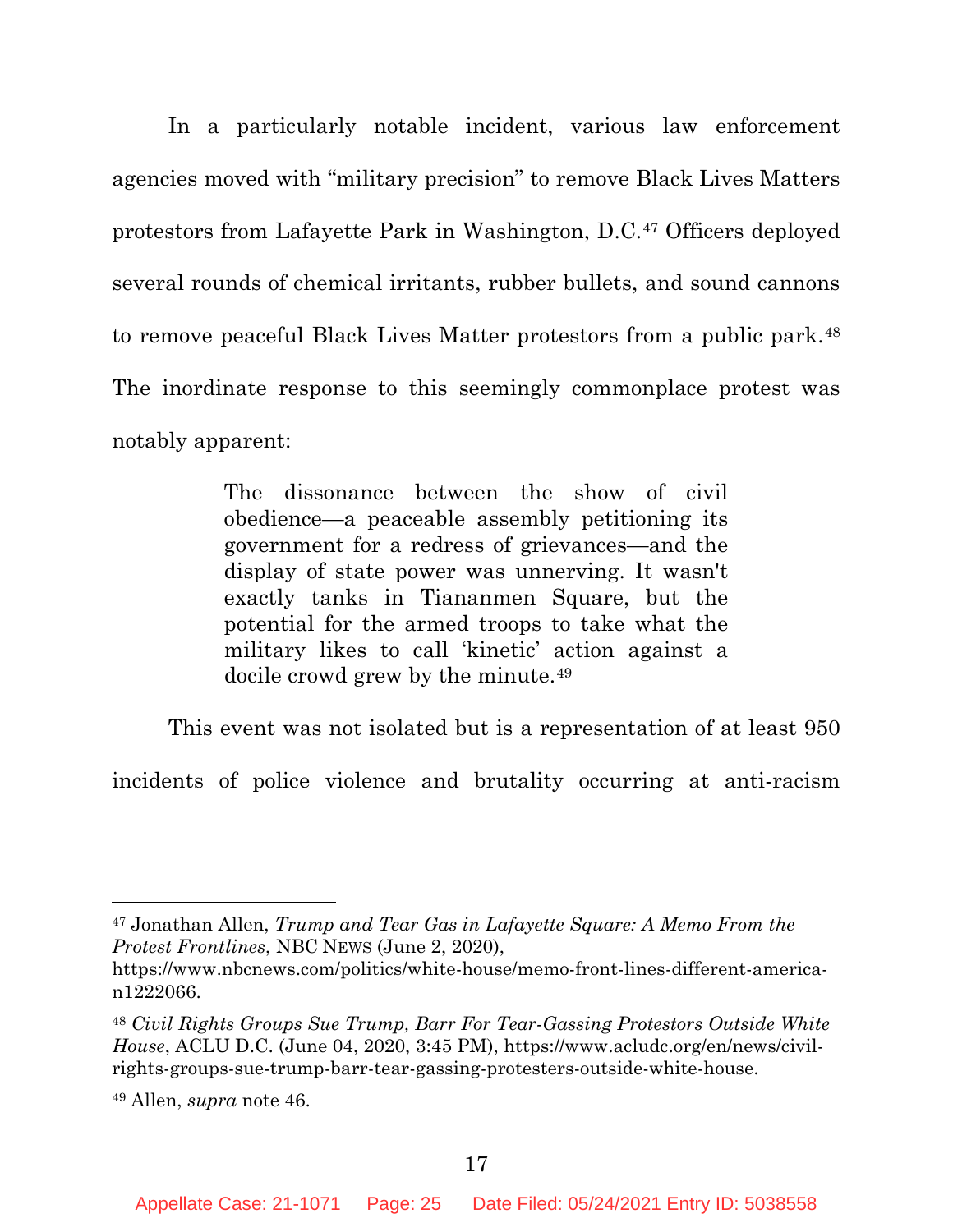In a particularly notable incident, various law enforcement agencies moved with "military precision" to remove Black Lives Matters protestors from Lafayette Park in Washington, D.C.[47] Officers deployed several rounds of chemical irritants, rubber bullets, and sound cannons to remove peaceful Black Lives Matter protestors from a public park.[48] The inordinate response to this seemingly commonplace protest was notably apparent:

> The dissonance between the show of civil obedience—a peaceable assembly petitioning its government for a redress of grievances—and the display of state power was unnerving. It wasn't exactly tanks in Tiananmen Square, but the potential for the armed troops to take what the military likes to call 'kinetic' action against a docile crowd grew by the minute.[49]

This event was not isolated but is a representation of at least 950 incidents of police violence and brutality occurring at anti-racism

---

[47] Jonathan Allen, *Trump and Tear Gas in Lafayette Square: A Memo From the Protest Frontlines*, NBC NEWS (June 2, 2020), https://www.nbcnews.com/politics/white-house/memo-front-lines-different-america-n1222066.

[48] *Civil Rights Groups Sue Trump, Barr For Tear-Gassing Protestors Outside White House*, ACLU D.C. (June 04, 2020, 3:45 PM), https://www.acludc.org/en/news/civil-rights-groups-sue-trump-barr-tear-gassing-protesters-outside-white-house.

[49] Allen, *supra* note 46.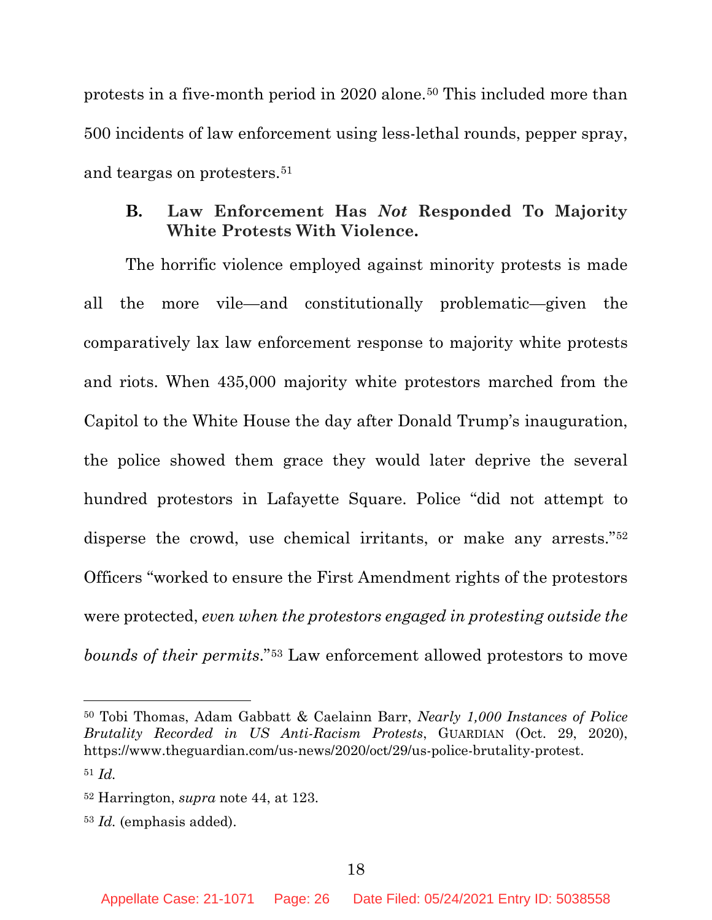protests in a five-month period in 2020 alone.[50] This included more than 500 incidents of law enforcement using less-lethal rounds, pepper spray, and teargas on protesters.[51]

### B. Law Enforcement Has *Not* Responded To Majority White Protests With Violence.

The horrific violence employed against minority protests is made all the more vile—and constitutionally problematic—given the comparatively lax law enforcement response to majority white protests and riots. When 435,000 majority white protestors marched from the Capitol to the White House the day after Donald Trump's inauguration, the police showed them grace they would later deprive the several hundred protestors in Lafayette Square. Police "did not attempt to disperse the crowd, use chemical irritants, or make any arrests."[52] Officers "worked to ensure the First Amendment rights of the protestors were protected, *even when the protestors engaged in protesting outside the bounds of their permits*."[53] Law enforcement allowed protestors to move

---

[50] Tobi Thomas, Adam Gabbatt & Caelainn Barr, *Nearly 1,000 Instances of Police Brutality Recorded in US Anti-Racism Protests*, GUARDIAN (Oct. 29, 2020), https://www.theguardian.com/us-news/2020/oct/29/us-police-brutality-protest.

[51] *Id.*

[52] Harrington, *supra* note 44, at 123.

[53] *Id.* (emphasis added).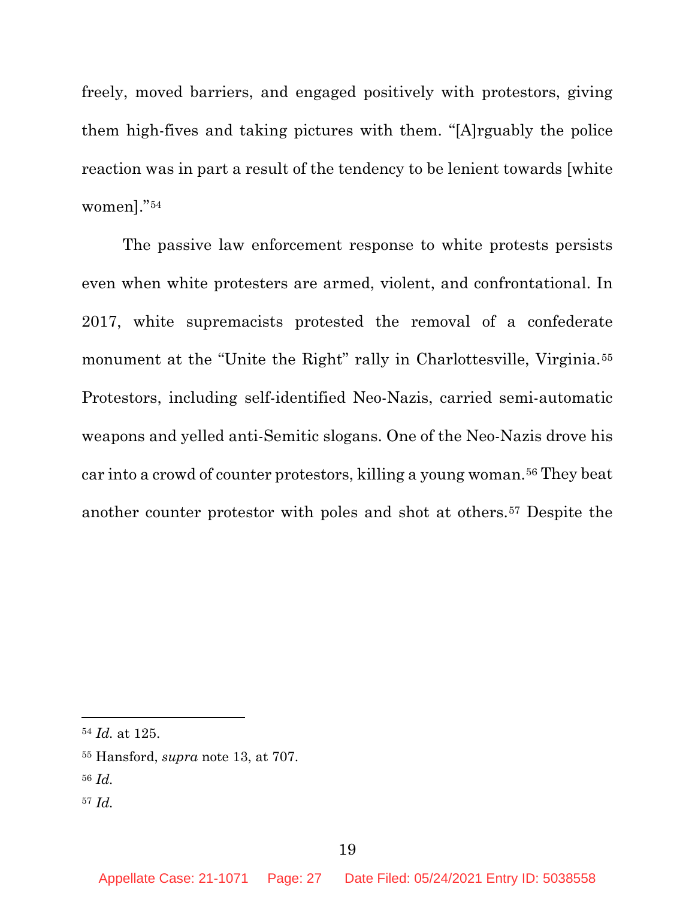freely, moved barriers, and engaged positively with protestors, giving them high-fives and taking pictures with them. "[A]rguably the police reaction was in part a result of the tendency to be lenient towards [white women]."[54]

The passive law enforcement response to white protests persists even when white protesters are armed, violent, and confrontational. In 2017, white supremacists protested the removal of a confederate monument at the "Unite the Right" rally in Charlottesville, Virginia.[55] Protestors, including self-identified Neo-Nazis, carried semi-automatic weapons and yelled anti-Semitic slogans. One of the Neo-Nazis drove his car into a crowd of counter protestors, killing a young woman.[56] They beat another counter protestor with poles and shot at others.[57] Despite the

---

[54] *Id.* at 125.

[55] Hansford, *supra* note 13, at 707.

[56] *Id.*

[57] *Id.*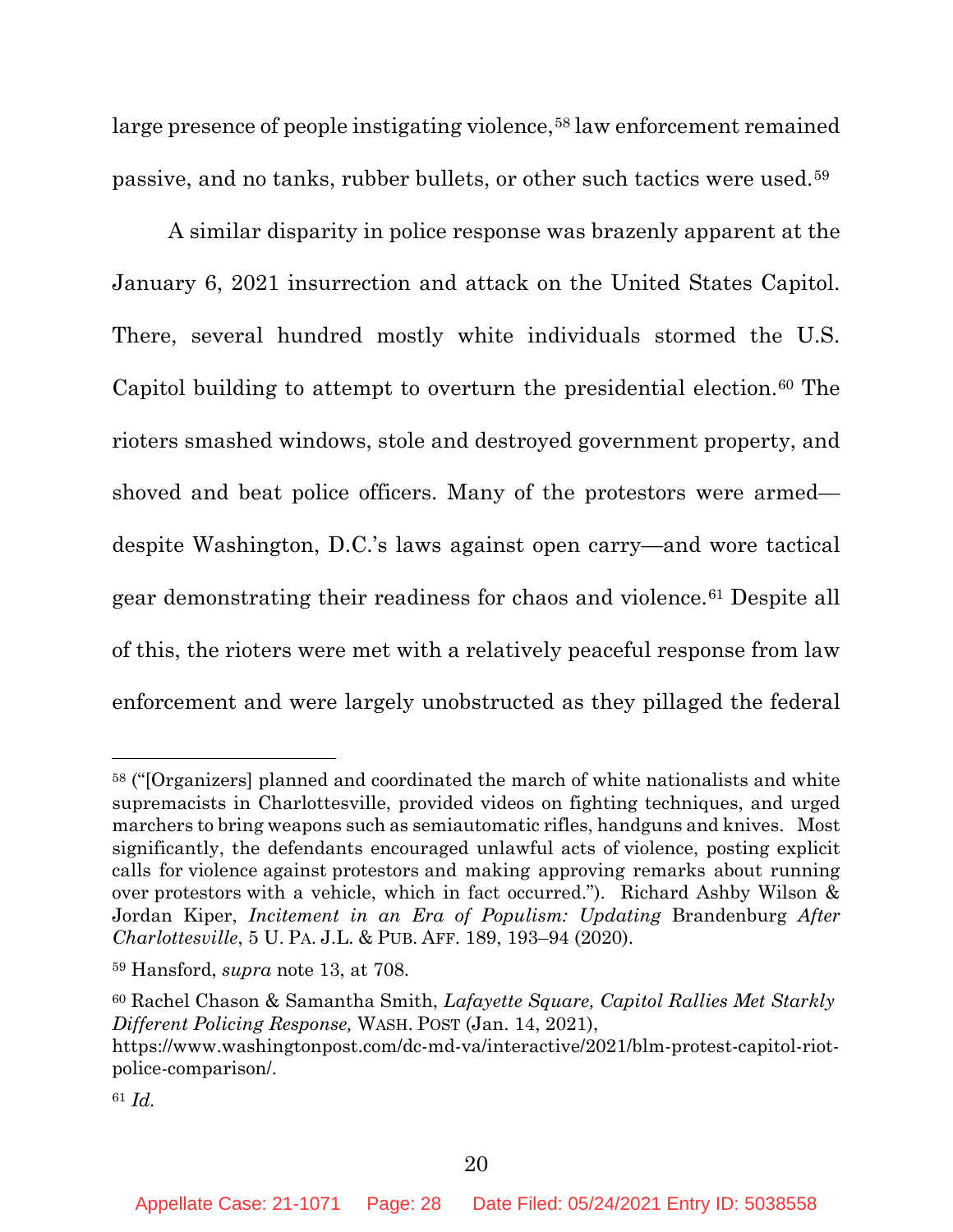large presence of people instigating violence,[58] law enforcement remained passive, and no tanks, rubber bullets, or other such tactics were used.[59]

A similar disparity in police response was brazenly apparent at the January 6, 2021 insurrection and attack on the United States Capitol. There, several hundred mostly white individuals stormed the U.S. Capitol building to attempt to overturn the presidential election.[60] The rioters smashed windows, stole and destroyed government property, and shoved and beat police officers. Many of the protestors were armed—despite Washington, D.C.'s laws against open carry—and wore tactical gear demonstrating their readiness for chaos and violence.[61] Despite all of this, the rioters were met with a relatively peaceful response from law enforcement and were largely unobstructed as they pillaged the federal

---

[58] ("[Organizers] planned and coordinated the march of white nationalists and white supremacists in Charlottesville, provided videos on fighting techniques, and urged marchers to bring weapons such as semiautomatic rifles, handguns and knives. Most significantly, the defendants encouraged unlawful acts of violence, posting explicit calls for violence against protestors and making approving remarks about running over protestors with a vehicle, which in fact occurred."). Richard Ashby Wilson & Jordan Kiper, *Incitement in an Era of Populism: Updating* Brandenburg *After Charlottesville*, 5 U. PA. J.L. & PUB. AFF. 189, 193–94 (2020).

[59] Hansford, *supra* note 13, at 708.

[60] Rachel Chason & Samantha Smith, *Lafayette Square, Capitol Rallies Met Starkly Different Policing Response,* WASH. POST (Jan. 14, 2021), https://www.washingtonpost.com/dc-md-va/interactive/2021/blm-protest-capitol-riot-police-comparison/.

[61] *Id.*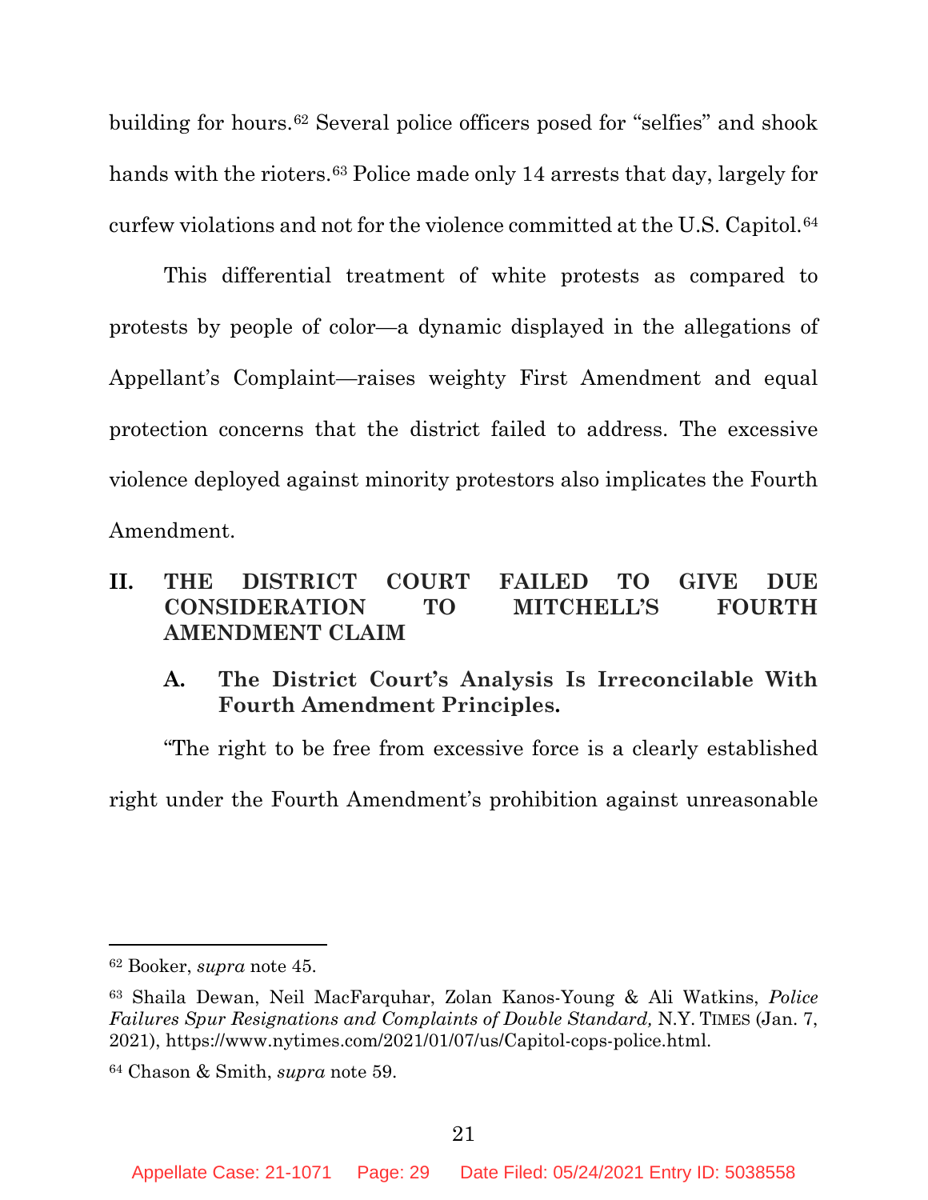building for hours.[62] Several police officers posed for "selfies" and shook hands with the rioters.[63] Police made only 14 arrests that day, largely for curfew violations and not for the violence committed at the U.S. Capitol.[64]

This differential treatment of white protests as compared to protests by people of color—a dynamic displayed in the allegations of Appellant's Complaint—raises weighty First Amendment and equal protection concerns that the district failed to address. The excessive violence deployed against minority protestors also implicates the Fourth Amendment.

## II. THE DISTRICT COURT FAILED TO GIVE DUE CONSIDERATION TO MITCHELL'S FOURTH AMENDMENT CLAIM

### A. The District Court's Analysis Is Irreconcilable With Fourth Amendment Principles.

"The right to be free from excessive force is a clearly established right under the Fourth Amendment's prohibition against unreasonable

---

[62] Booker, *supra* note 45.

[63] Shaila Dewan, Neil MacFarquhar, Zolan Kanos-Young & Ali Watkins, *Police Failures Spur Resignations and Complaints of Double Standard,* N.Y. TIMES (Jan. 7, 2021), https://www.nytimes.com/2021/01/07/us/Capitol-cops-police.html.

[64] Chason & Smith, *supra* note 59.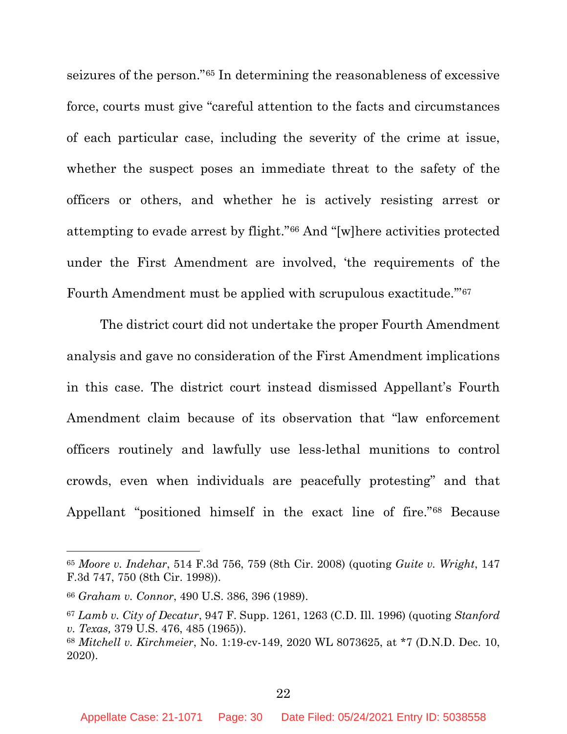seizures of the person."[65] In determining the reasonableness of excessive force, courts must give "careful attention to the facts and circumstances of each particular case, including the severity of the crime at issue, whether the suspect poses an immediate threat to the safety of the officers or others, and whether he is actively resisting arrest or attempting to evade arrest by flight."[66] And "[w]here activities protected under the First Amendment are involved, 'the requirements of the Fourth Amendment must be applied with scrupulous exactitude.'"[67]

The district court did not undertake the proper Fourth Amendment analysis and gave no consideration of the First Amendment implications in this case. The district court instead dismissed Appellant's Fourth Amendment claim because of its observation that "law enforcement officers routinely and lawfully use less-lethal munitions to control crowds, even when individuals are peacefully protesting" and that Appellant "positioned himself in the exact line of fire."[68] Because

---

[65] *Moore v. Indehar*, 514 F.3d 756, 759 (8th Cir. 2008) (quoting *Guite v. Wright*, 147 F.3d 747, 750 (8th Cir. 1998)).

[66] *Graham v. Connor*, 490 U.S. 386, 396 (1989).

[67] *Lamb v. City of Decatur*, 947 F. Supp. 1261, 1263 (C.D. Ill. 1996) (quoting *Stanford v. Texas,* 379 U.S. 476, 485 (1965)).

[68] *Mitchell v. Kirchmeier*, No. 1:19-cv-149, 2020 WL 8073625, at *7 (D.N.D. Dec. 10, 2020).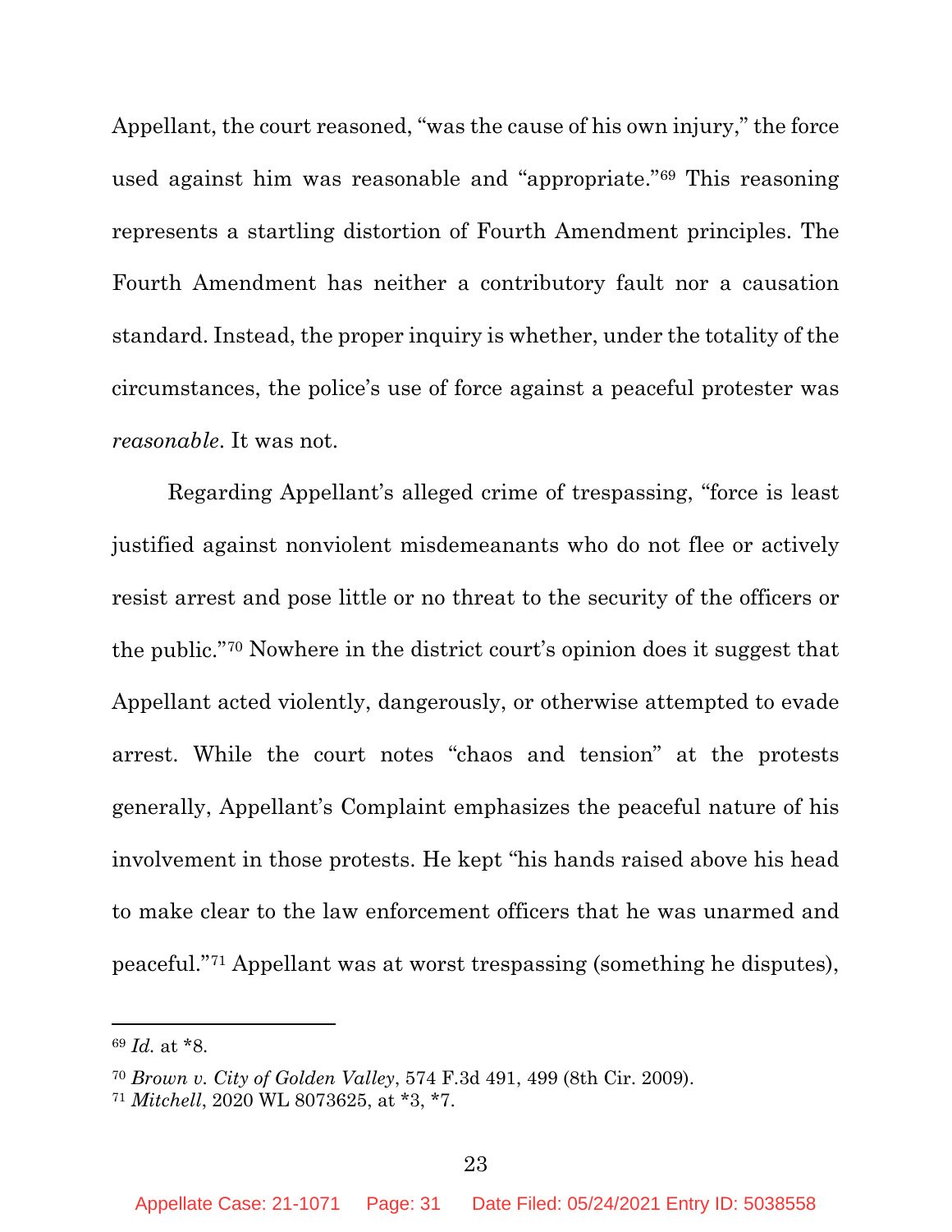Appellant, the court reasoned, "was the cause of his own injury," the force used against him was reasonable and "appropriate."[69] This reasoning represents a startling distortion of Fourth Amendment principles. The Fourth Amendment has neither a contributory fault nor a causation standard. Instead, the proper inquiry is whether, under the totality of the circumstances, the police's use of force against a peaceful protester was *reasonable*. It was not.

Regarding Appellant's alleged crime of trespassing, "force is least justified against nonviolent misdemeanants who do not flee or actively resist arrest and pose little or no threat to the security of the officers or the public."[70] Nowhere in the district court's opinion does it suggest that Appellant acted violently, dangerously, or otherwise attempted to evade arrest. While the court notes "chaos and tension" at the protests generally, Appellant's Complaint emphasizes the peaceful nature of his involvement in those protests. He kept "his hands raised above his head to make clear to the law enforcement officers that he was unarmed and peaceful."[71] Appellant was at worst trespassing (something he disputes),

---

[69] *Id.* at *8.

[70] *Brown v. City of Golden Valley*, 574 F.3d 491, 499 (8th Cir. 2009).

[71] *Mitchell*, 2020 WL 8073625, at *3, *7.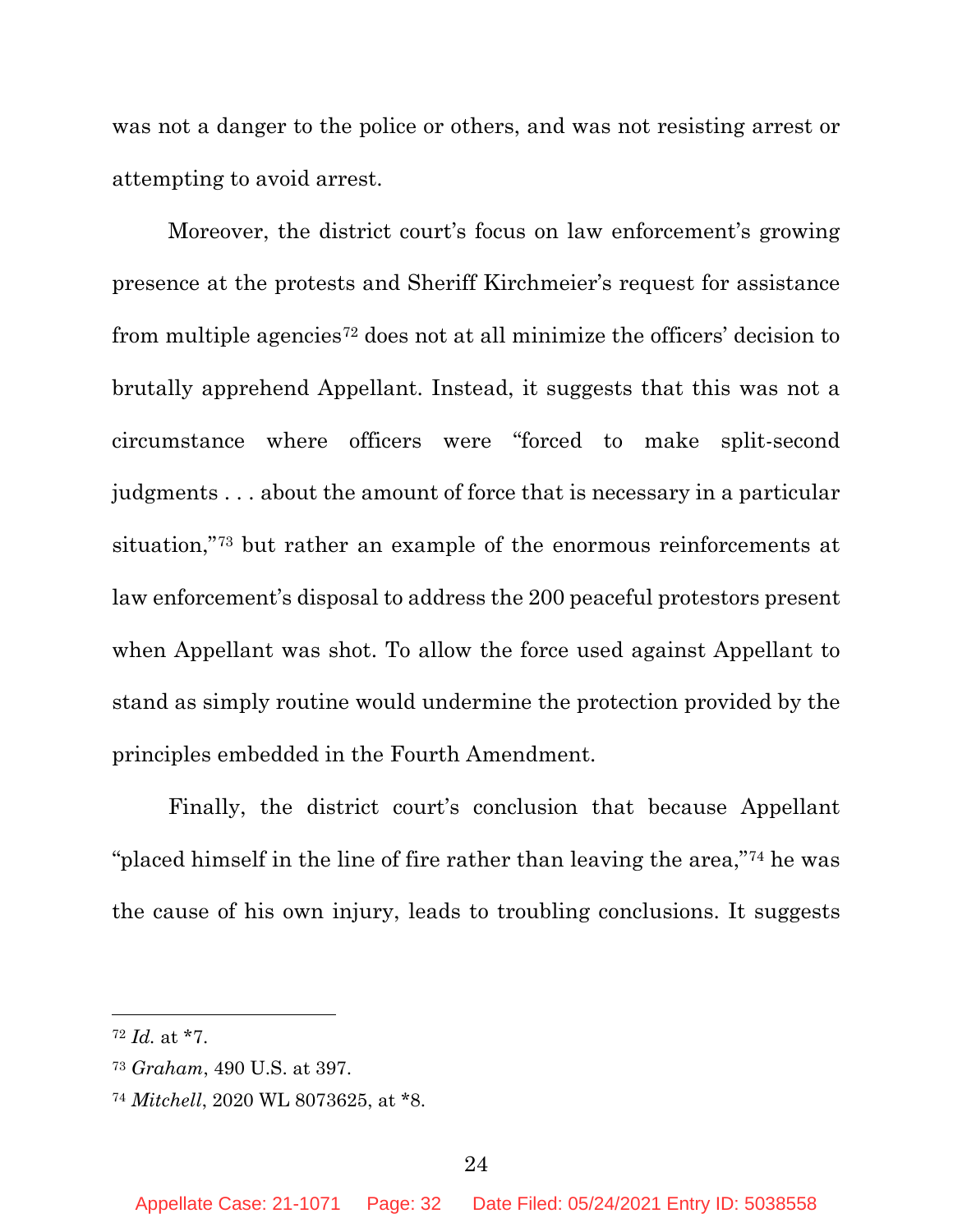was not a danger to the police or others, and was not resisting arrest or attempting to avoid arrest.

Moreover, the district court's focus on law enforcement's growing presence at the protests and Sheriff Kirchmeier's request for assistance from multiple agencies[72] does not at all minimize the officers' decision to brutally apprehend Appellant. Instead, it suggests that this was not a circumstance where officers were "forced to make split-second judgments . . . about the amount of force that is necessary in a particular situation,"[73] but rather an example of the enormous reinforcements at law enforcement's disposal to address the 200 peaceful protestors present when Appellant was shot. To allow the force used against Appellant to stand as simply routine would undermine the protection provided by the principles embedded in the Fourth Amendment.

Finally, the district court's conclusion that because Appellant "placed himself in the line of fire rather than leaving the area,"[74] he was the cause of his own injury, leads to troubling conclusions. It suggests

---

[72] *Id.* at *7.

[73] *Graham*, 490 U.S. at 397.

[74] *Mitchell*, 2020 WL 8073625, at *8.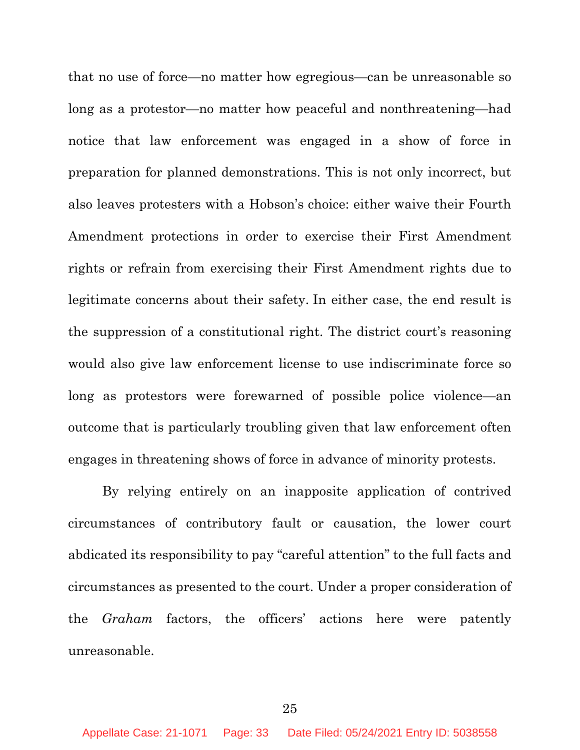that no use of force—no matter how egregious—can be unreasonable so long as a protestor—no matter how peaceful and nonthreatening—had notice that law enforcement was engaged in a show of force in preparation for planned demonstrations. This is not only incorrect, but also leaves protesters with a Hobson's choice: either waive their Fourth Amendment protections in order to exercise their First Amendment rights or refrain from exercising their First Amendment rights due to legitimate concerns about their safety. In either case, the end result is the suppression of a constitutional right. The district court's reasoning would also give law enforcement license to use indiscriminate force so long as protestors were forewarned of possible police violence—an outcome that is particularly troubling given that law enforcement often engages in threatening shows of force in advance of minority protests.

By relying entirely on an inapposite application of contrived circumstances of contributory fault or causation, the lower court abdicated its responsibility to pay "careful attention" to the full facts and circumstances as presented to the court. Under a proper consideration of the *Graham* factors, the officers' actions here were patently unreasonable.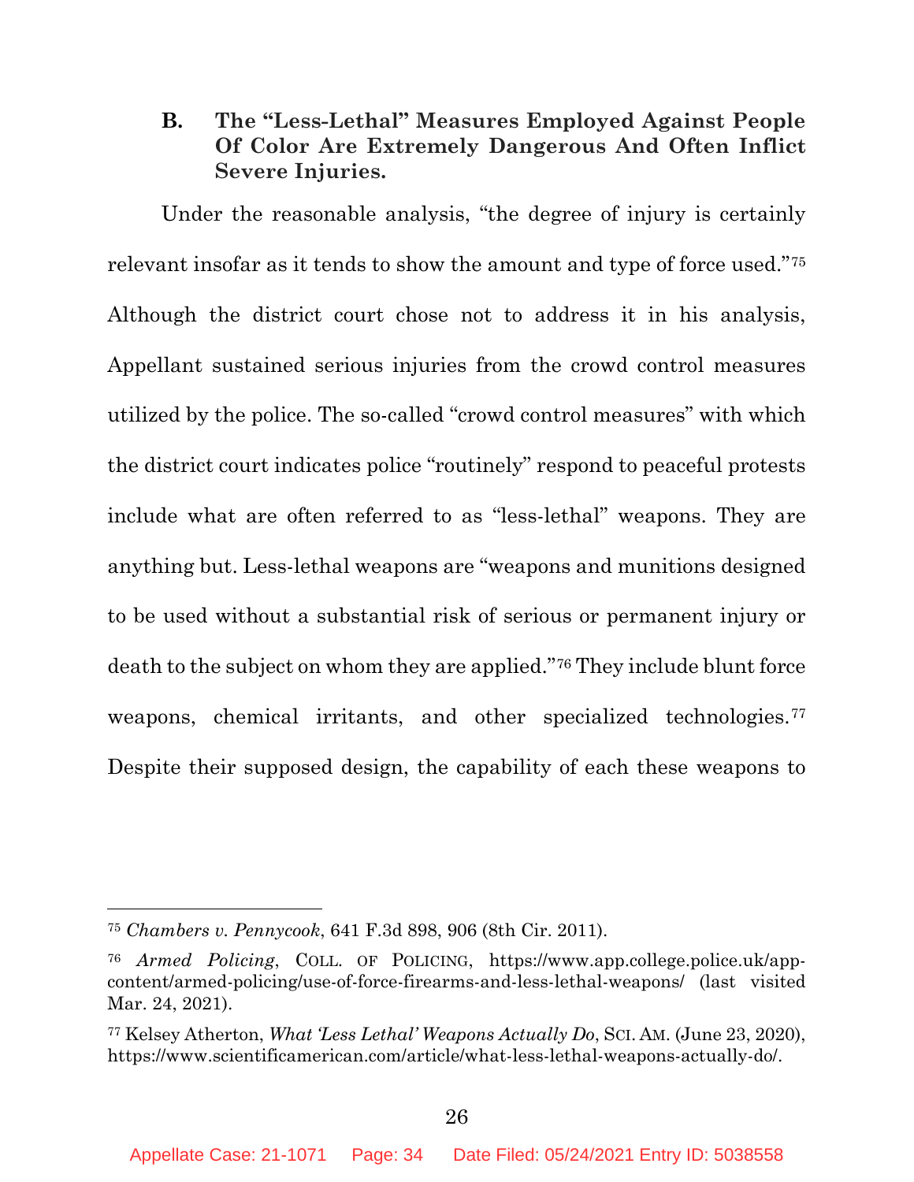### B. The "Less-Lethal" Measures Employed Against People Of Color Are Extremely Dangerous And Often Inflict Severe Injuries.

Under the reasonable analysis, "the degree of injury is certainly relevant insofar as it tends to show the amount and type of force used."[75] Although the district court chose not to address it in his analysis, Appellant sustained serious injuries from the crowd control measures utilized by the police. The so-called "crowd control measures" with which the district court indicates police "routinely" respond to peaceful protests include what are often referred to as "less-lethal" weapons. They are anything but. Less-lethal weapons are "weapons and munitions designed to be used without a substantial risk of serious or permanent injury or death to the subject on whom they are applied."[76] They include blunt force weapons, chemical irritants, and other specialized technologies.[77] Despite their supposed design, the capability of each these weapons to

---

[75] *Chambers v. Pennycook*, 641 F.3d 898, 906 (8th Cir. 2011).

[76] *Armed Policing*, COLL. OF POLICING, https://www.app.college.police.uk/app-content/armed-policing/use-of-force-firearms-and-less-lethal-weapons/ (last visited Mar. 24, 2021).

[77] Kelsey Atherton, *What 'Less Lethal' Weapons Actually Do*, SCI. AM. (June 23, 2020), https://www.scientificamerican.com/article/what-less-lethal-weapons-actually-do/.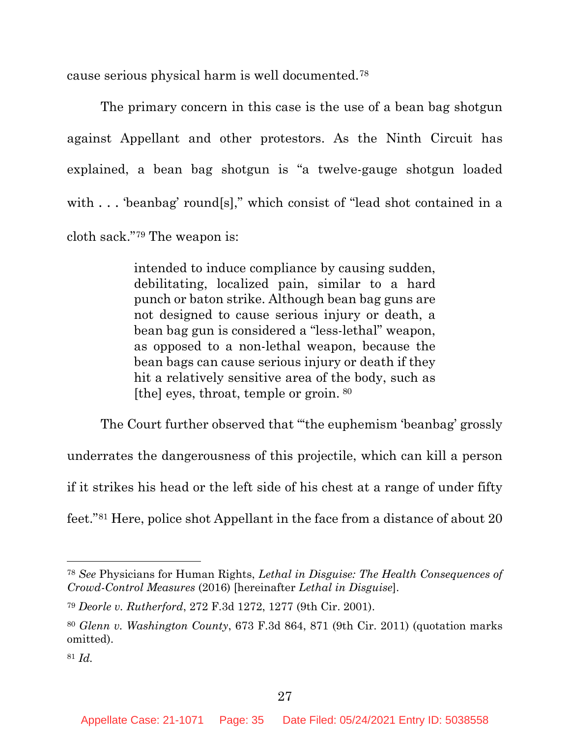cause serious physical harm is well documented.[78]

The primary concern in this case is the use of a bean bag shotgun against Appellant and other protestors. As the Ninth Circuit has explained, a bean bag shotgun is "a twelve-gauge shotgun loaded with . . . 'beanbag' round[s]," which consist of "lead shot contained in a cloth sack."[79] The weapon is:

> intended to induce compliance by causing sudden, debilitating, localized pain, similar to a hard punch or baton strike. Although bean bag guns are not designed to cause serious injury or death, a bean bag gun is considered a "less-lethal" weapon, as opposed to a non-lethal weapon, because the bean bags can cause serious injury or death if they hit a relatively sensitive area of the body, such as [the] eyes, throat, temple or groin. [80]

The Court further observed that "'the euphemism 'beanbag' grossly underrates the dangerousness of this projectile, which can kill a person if it strikes his head or the left side of his chest at a range of under fifty feet."[81] Here, police shot Appellant in the face from a distance of about 20

---

[78] *See* Physicians for Human Rights, *Lethal in Disguise: The Health Consequences of Crowd-Control Measures* (2016) [hereinafter *Lethal in Disguise*].

[79] *Deorle v. Rutherford*, 272 F.3d 1272, 1277 (9th Cir. 2001).

[80] *Glenn v. Washington County*, 673 F.3d 864, 871 (9th Cir. 2011) (quotation marks omitted).

[81] *Id.*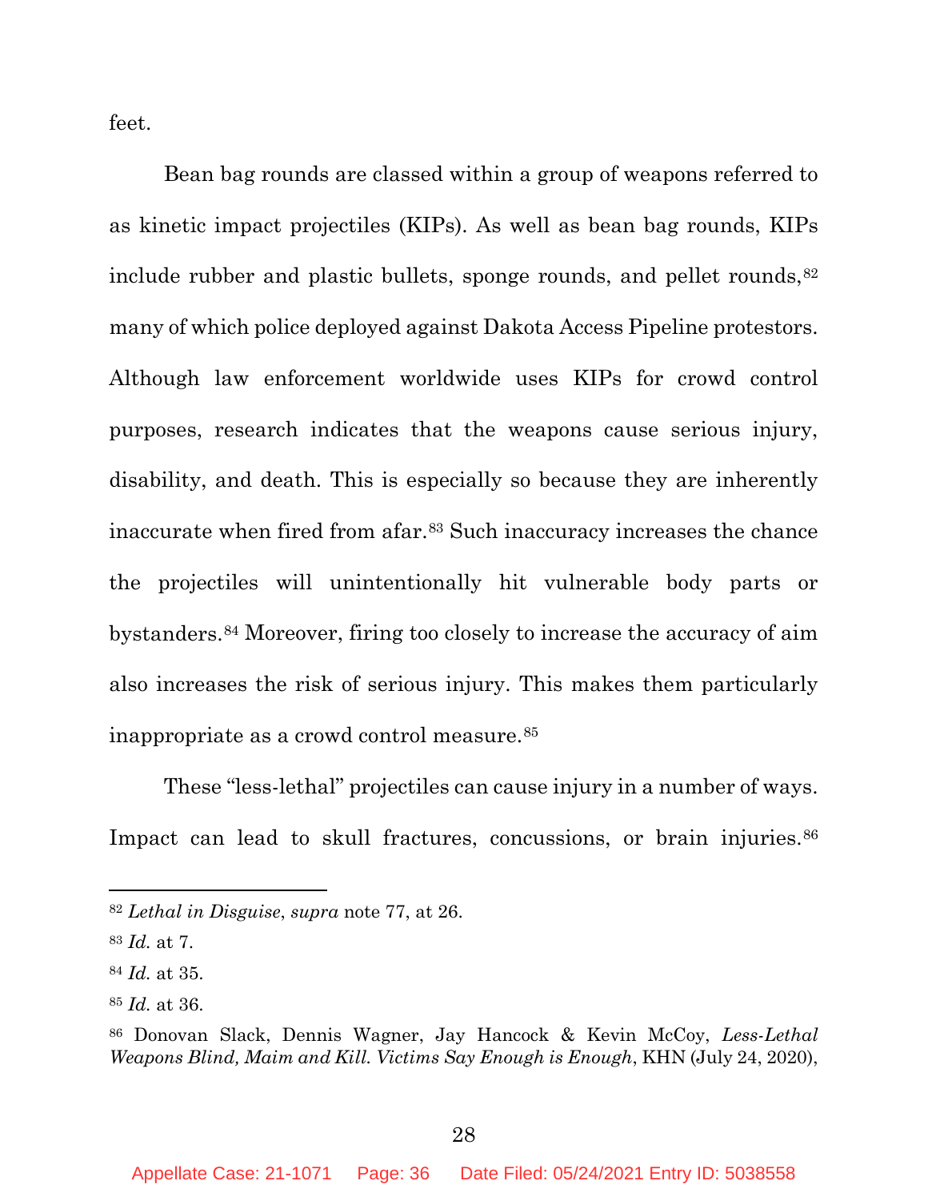feet.

Bean bag rounds are classed within a group of weapons referred to as kinetic impact projectiles (KIPs). As well as bean bag rounds, KIPs include rubber and plastic bullets, sponge rounds, and pellet rounds,[82] many of which police deployed against Dakota Access Pipeline protestors. Although law enforcement worldwide uses KIPs for crowd control purposes, research indicates that the weapons cause serious injury, disability, and death. This is especially so because they are inherently inaccurate when fired from afar.[83] Such inaccuracy increases the chance the projectiles will unintentionally hit vulnerable body parts or bystanders.[84] Moreover, firing too closely to increase the accuracy of aim also increases the risk of serious injury. This makes them particularly inappropriate as a crowd control measure.[85]

These "less-lethal" projectiles can cause injury in a number of ways. Impact can lead to skull fractures, concussions, or brain injuries.[86]

---

[82] *Lethal in Disguise*, *supra* note 77, at 26.

[83] *Id.* at 7.

[84] *Id.* at 35.

[85] *Id.* at 36.

[86] Donovan Slack, Dennis Wagner, Jay Hancock & Kevin McCoy, *Less-Lethal Weapons Blind, Maim and Kill. Victims Say Enough is Enough*, KHN (July 24, 2020),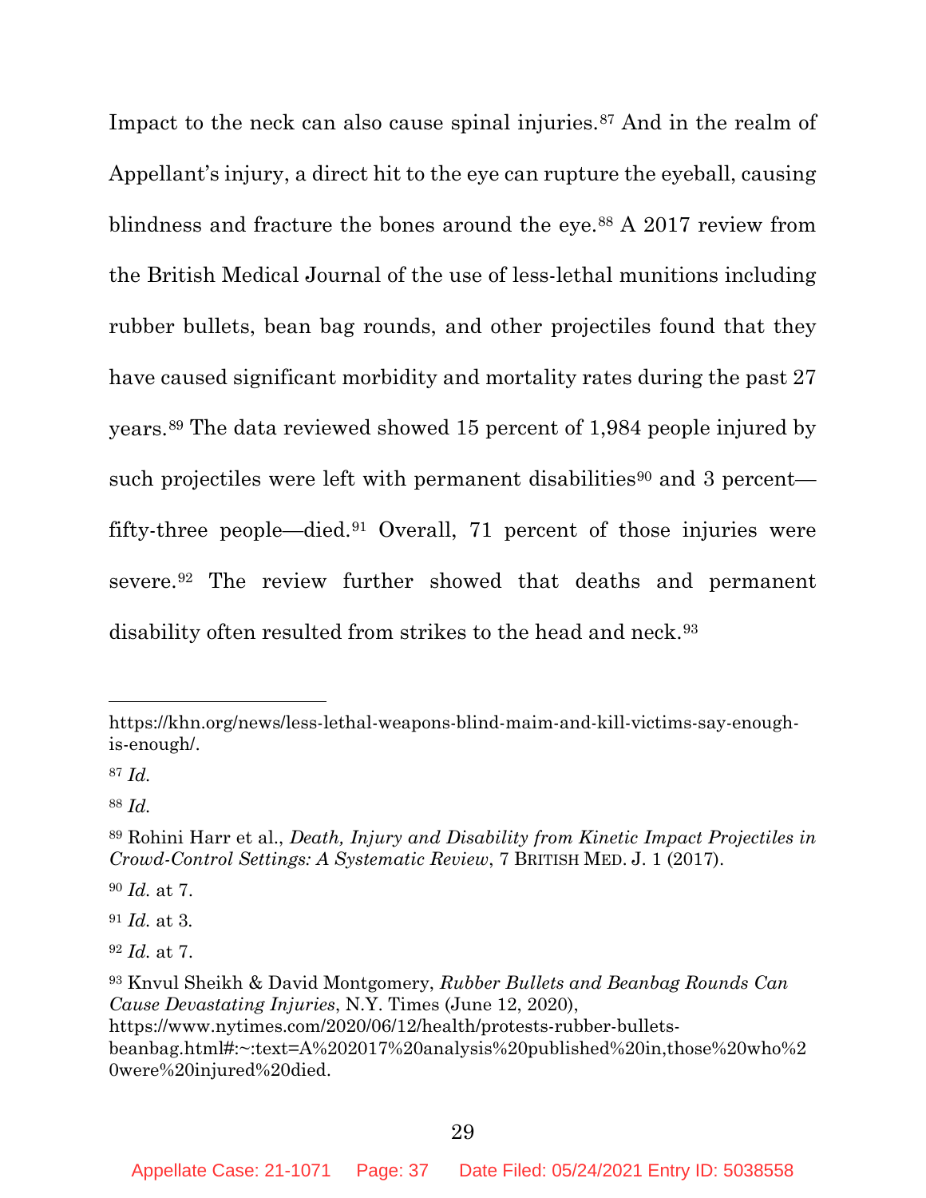Impact to the neck can also cause spinal injuries.[87] And in the realm of Appellant's injury, a direct hit to the eye can rupture the eyeball, causing blindness and fracture the bones around the eye.[88] A 2017 review from the British Medical Journal of the use of less-lethal munitions including rubber bullets, bean bag rounds, and other projectiles found that they have caused significant morbidity and mortality rates during the past 27 years.[89] The data reviewed showed 15 percent of 1,984 people injured by such projectiles were left with permanent disabilities[90] and 3 percent—fifty-three people—died.[91] Overall, 71 percent of those injuries were severe.[92] The review further showed that deaths and permanent disability often resulted from strikes to the head and neck.[93]

---

https://khn.org/news/less-lethal-weapons-blind-maim-and-kill-victims-say-enough-is-enough/.

[87] *Id.*

[88] *Id.*

[89] Rohini Harr et al., *Death, Injury and Disability from Kinetic Impact Projectiles in Crowd-Control Settings: A Systematic Review*, 7 BRITISH MED. J. 1 (2017).

[90] *Id.* at 7.

[91] *Id.* at 3.

[92] *Id.* at 7.

[93] Knvul Sheikh & David Montgomery, *Rubber Bullets and Beanbag Rounds Can Cause Devastating Injuries*, N.Y. Times (June 12, 2020), https://www.nytimes.com/2020/06/12/health/protests-rubber-bullets-beanbag.html#:~:text=A%202017%20analysis%20published%20in,those%20who%20were%20injured%20died.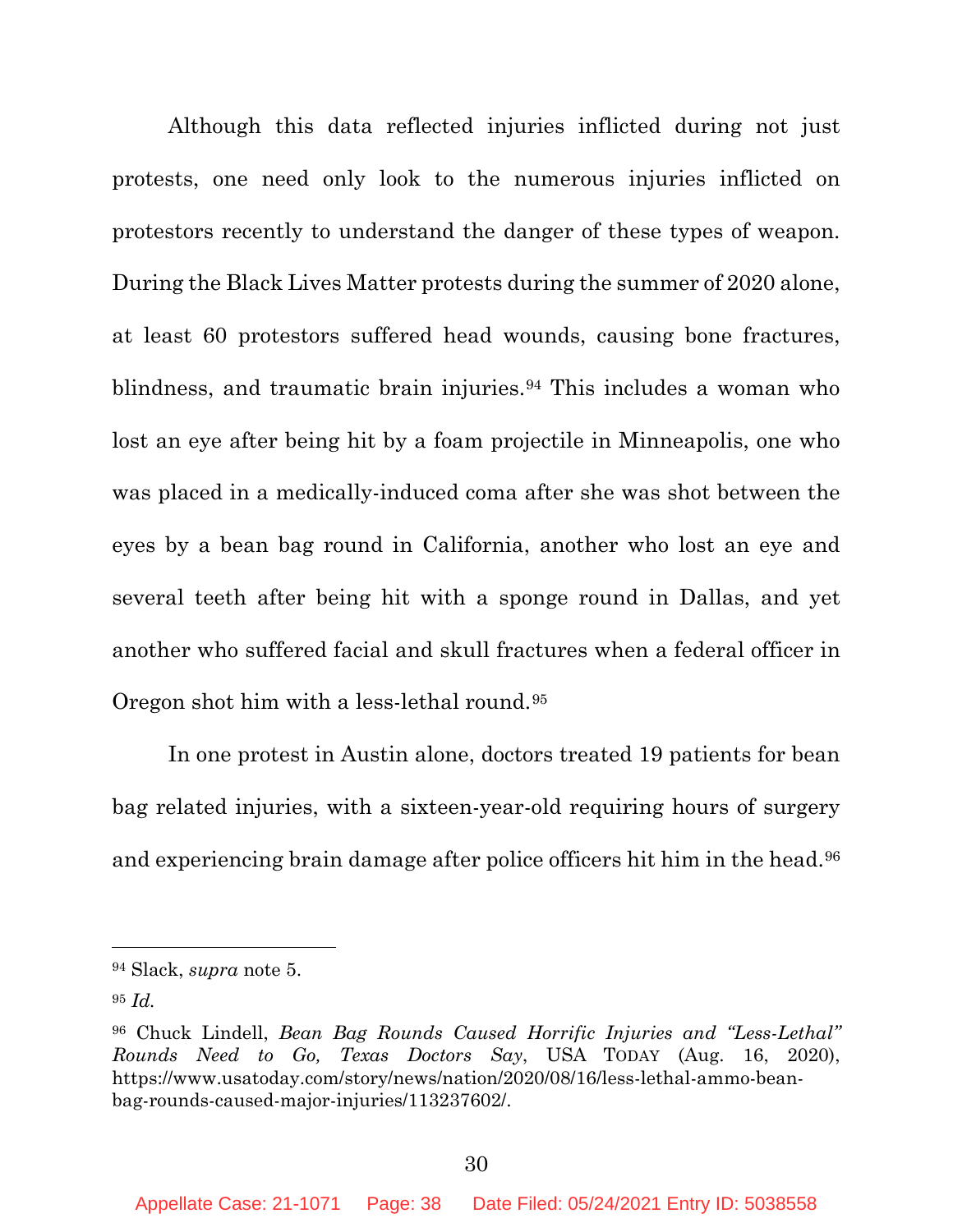Although this data reflected injuries inflicted during not just protests, one need only look to the numerous injuries inflicted on protestors recently to understand the danger of these types of weapon. During the Black Lives Matter protests during the summer of 2020 alone, at least 60 protestors suffered head wounds, causing bone fractures, blindness, and traumatic brain injuries.[94] This includes a woman who lost an eye after being hit by a foam projectile in Minneapolis, one who was placed in a medically-induced coma after she was shot between the eyes by a bean bag round in California, another who lost an eye and several teeth after being hit with a sponge round in Dallas, and yet another who suffered facial and skull fractures when a federal officer in Oregon shot him with a less-lethal round.[95]

In one protest in Austin alone, doctors treated 19 patients for bean bag related injuries, with a sixteen-year-old requiring hours of surgery and experiencing brain damage after police officers hit him in the head.[96]

---

[94] Slack, *supra* note 5.

[95] *Id.*

[96] Chuck Lindell, *Bean Bag Rounds Caused Horrific Injuries and "Less-Lethal" Rounds Need to Go, Texas Doctors Say*, USA TODAY (Aug. 16, 2020), https://www.usatoday.com/story/news/nation/2020/08/16/less-lethal-ammo-bean-bag-rounds-caused-major-injuries/113237602/.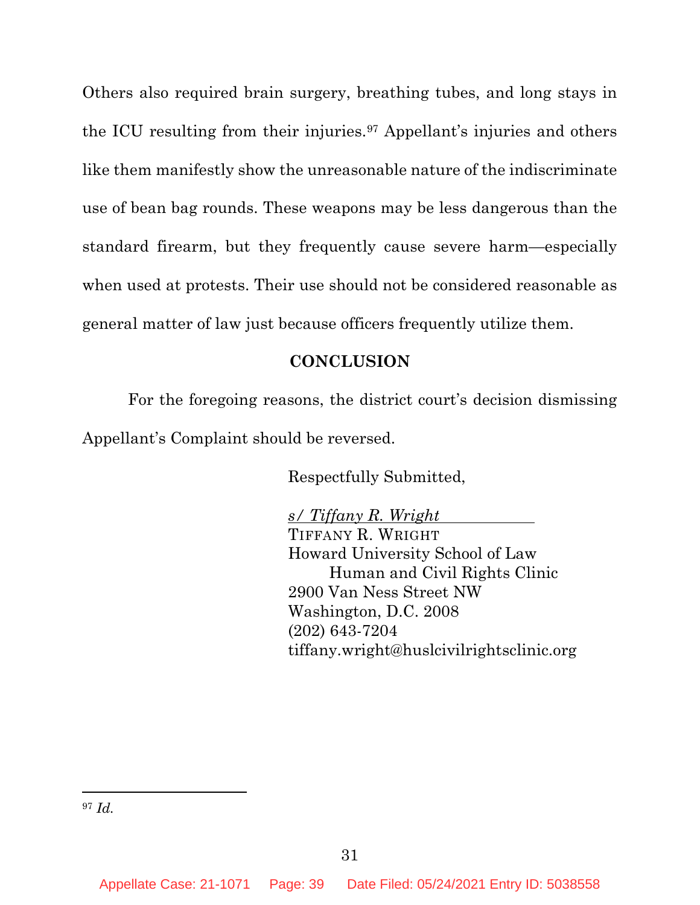Others also required brain surgery, breathing tubes, and long stays in the ICU resulting from their injuries.[97] Appellant's injuries and others like them manifestly show the unreasonable nature of the indiscriminate use of bean bag rounds. These weapons may be less dangerous than the standard firearm, but they frequently cause severe harm—especially when used at protests. Their use should not be considered reasonable as general matter of law just because officers frequently utilize them.

## CONCLUSION

For the foregoing reasons, the district court's decision dismissing Appellant's Complaint should be reversed.

Respectfully Submitted,

*s/ Tiffany R. Wright*
TIFFANY R. WRIGHT
Howard University School of Law
Human and Civil Rights Clinic
2900 Van Ness Street NW
Washington, D.C. 2008
(202) 643-7204
tiffany.wright@huslcivilrightsclinic.org

---

[97] *Id.*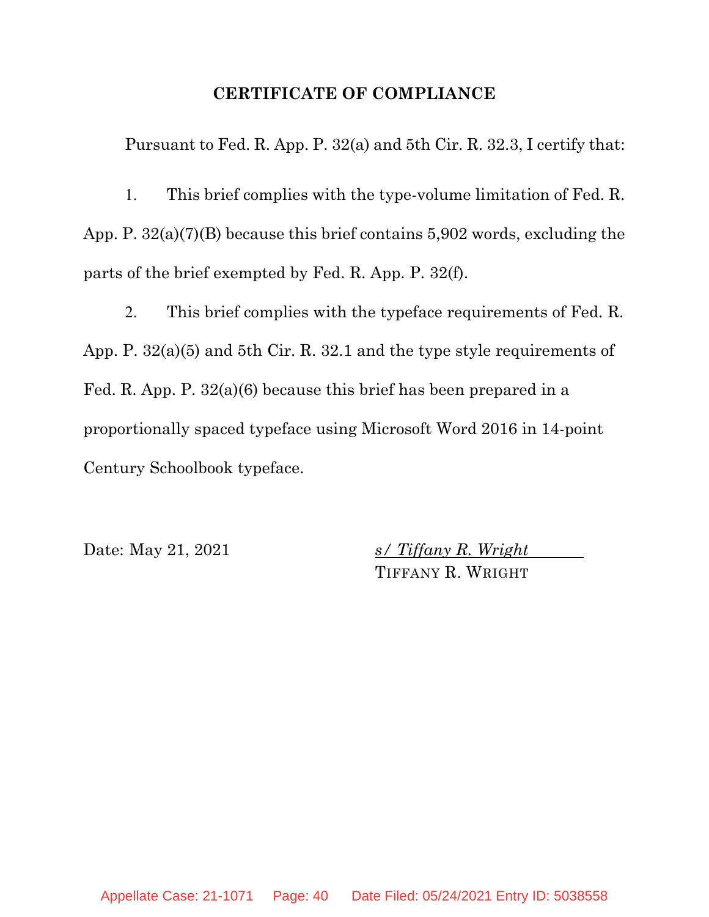## CERTIFICATE OF COMPLIANCE

Pursuant to Fed. R. App. P. 32(a) and 5th Cir. R. 32.3, I certify that:

1. This brief complies with the type-volume limitation of Fed. R. App. P. 32(a)(7)(B) because this brief contains 5,902 words, excluding the parts of the brief exempted by Fed. R. App. P. 32(f).

2. This brief complies with the typeface requirements of Fed. R. App. P. 32(a)(5) and 5th Cir. R. 32.1 and the type style requirements of Fed. R. App. P. 32(a)(6) because this brief has been prepared in a proportionally spaced typeface using Microsoft Word 2016 in 14-point Century Schoolbook typeface.

Date: May 21, 2021

*s/ Tiffany R. Wright*
TIFFANY R. WRIGHT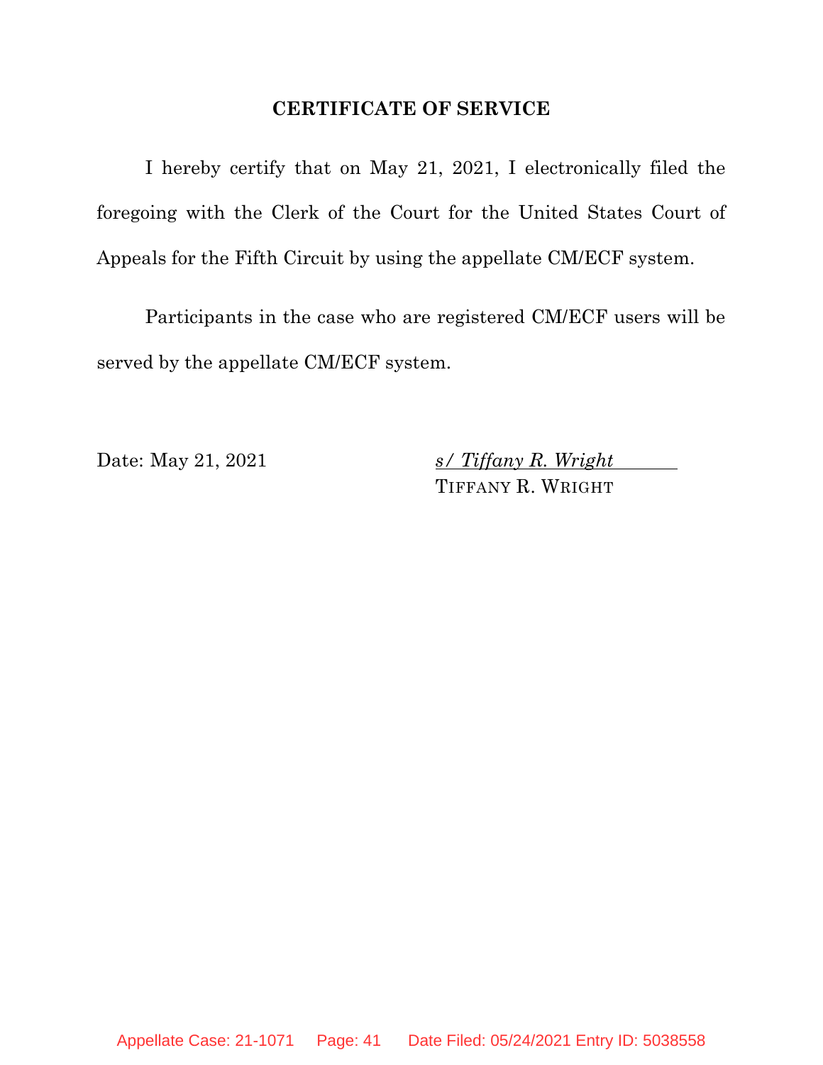## CERTIFICATE OF SERVICE

I hereby certify that on May 21, 2021, I electronically filed the foregoing with the Clerk of the Court for the United States Court of Appeals for the Fifth Circuit by using the appellate CM/ECF system.

Participants in the case who are registered CM/ECF users will be served by the appellate CM/ECF system.

Date: May 21, 2021

*s/ Tiffany R. Wright*
TIFFANY R. WRIGHT